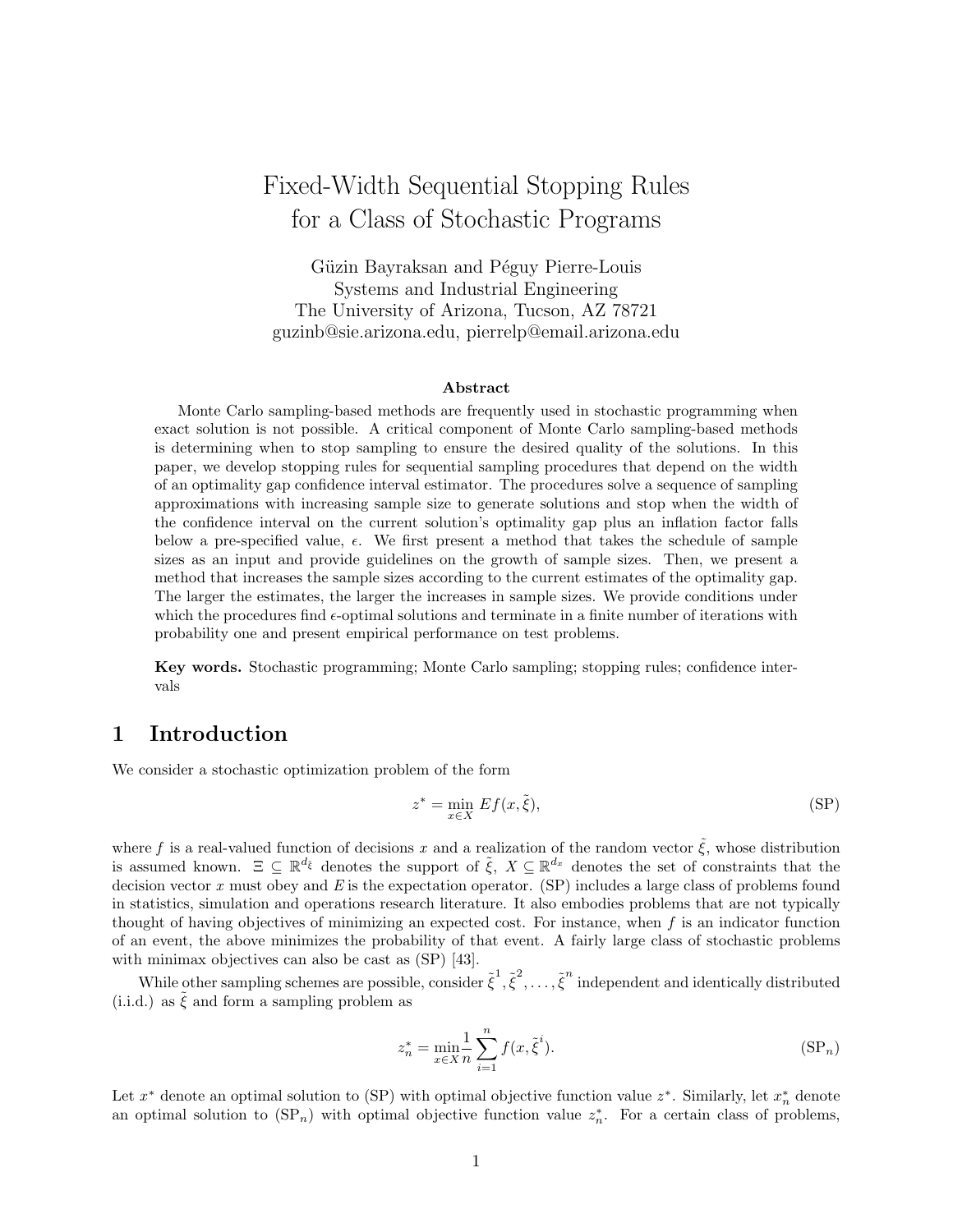# Fixed-Width Sequential Stopping Rules for a Class of Stochastic Programs

Güzin Bayraksan and Péguy Pierre-Louis
Systems and Industrial Engineering
The University of Arizona, Tucson, AZ 78721
guzinb@sie.arizona.edu, pierrelp@email.arizona.edu

### Abstract

Monte Carlo sampling-based methods are frequently used in stochastic programming when exact solution is not possible. A critical component of Monte Carlo sampling-based methods is determining when to stop sampling to ensure the desired quality of the solutions. In this paper, we develop stopping rules for sequential sampling procedures that depend on the width of an optimality gap confidence interval estimator. The procedures solve a sequence of sampling approximations with increasing sample size to generate solutions and stop when the width of the confidence interval on the current solution's optimality gap plus an inflation factor falls below a pre-specified value, $\epsilon$. We first present a method that takes the schedule of sample sizes as an input and provide guidelines on the growth of sample sizes. Then, we present a method that increases the sample sizes according to the current estimates of the optimality gap. The larger the estimates, the larger the increases in sample sizes. We provide conditions under which the procedures find $\epsilon$-optimal solutions and terminate in a finite number of iterations with probability one and present empirical performance on test problems.

**Key words.** Stochastic programming; Monte Carlo sampling; stopping rules; confidence intervals

## 1 Introduction

We consider a stochastic optimization problem of the form

$$z^* = \min_{x \in X} Ef(x, \tilde{\xi}), \tag{SP}$$

where $f$ is a real-valued function of decisions $x$ and a realization of the random vector $\tilde{\xi}$, whose distribution is assumed known. $\Xi \subseteq \mathbb{R}^{d_{\xi}}$ denotes the support of $\tilde{\xi}$, $X \subseteq \mathbb{R}^{d_x}$ denotes the set of constraints that the decision vector $x$ must obey and $E$ is the expectation operator. (SP) includes a large class of problems found in statistics, simulation and operations research literature. It also embodies problems that are not typically thought of having objectives of minimizing an expected cost. For instance, when $f$ is an indicator function of an event, the above minimizes the probability of that event. A fairly large class of stochastic problems with minimax objectives can also be cast as (SP) [43].

While other sampling schemes are possible, consider $\tilde{\xi}^1, \tilde{\xi}^2, \ldots, \tilde{\xi}^n$ independent and identically distributed (i.i.d.) as $\tilde{\xi}$ and form a sampling problem as

$$z_n^* = \min_{x \in X} \frac{1}{n} \sum_{i=1}^{n} f(x, \tilde{\xi}^i). \tag{SP$_n$}$$

Let $x^*$ denote an optimal solution to (SP) with optimal objective function value $z^*$. Similarly, let $x_n^*$ denote an optimal solution to (SP$_n$) with optimal objective function value $z_n^*$. For a certain class of problems,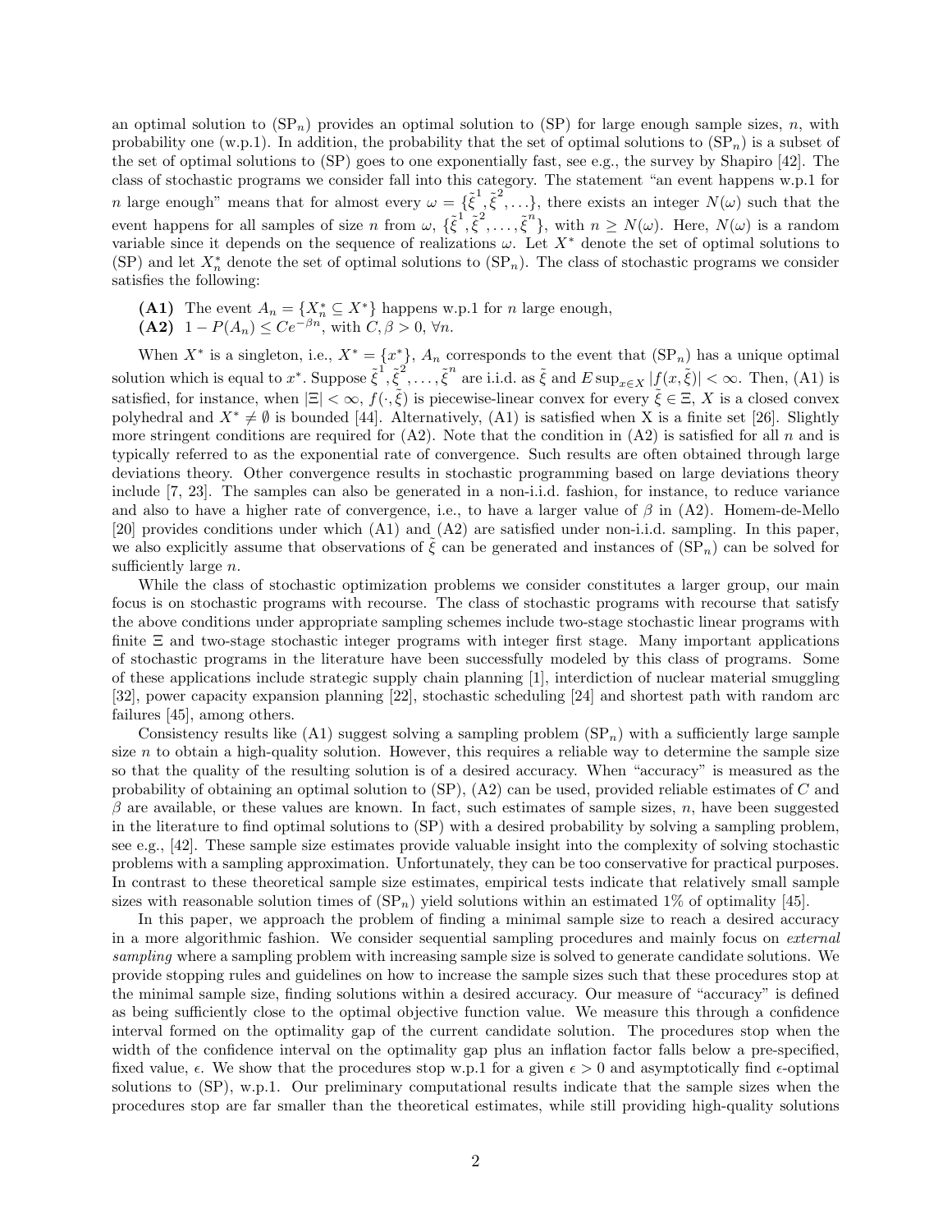an optimal solution to (SP$_n$) provides an optimal solution to (SP) for large enough sample sizes, $n$, with probability one (w.p.1). In addition, the probability that the set of optimal solutions to (SP$_n$) is a subset of the set of optimal solutions to (SP) goes to one exponentially fast, see e.g., the survey by Shapiro [42]. The class of stochastic programs we consider fall into this category. The statement "an event happens w.p.1 for $n$ large enough" means that for almost every $\omega = \{\tilde{\xi}^1, \tilde{\xi}^2, \ldots\}$, there exists an integer $N(\omega)$ such that the event happens for all samples of size $n$ from $\omega$, $\{\tilde{\xi}^1, \tilde{\xi}^2, \ldots, \tilde{\xi}^n\}$, with $n \geq N(\omega)$. Here, $N(\omega)$ is a random variable since it depends on the sequence of realizations $\omega$. Let $X^*$ denote the set of optimal solutions to (SP) and let $X_n^*$ denote the set of optimal solutions to (SP$_n$). The class of stochastic programs we consider satisfies the following:

- **(A1)** The event $A_n = \{X_n^* \subseteq X^*\}$ happens w.p.1 for $n$ large enough,
- **(A2)** $1 - P(A_n) \leq Ce^{-\beta n}$, with $C, \beta > 0$, $\forall n$.

When $X^*$ is a singleton, i.e., $X^* = \{x^*\}$, $A_n$ corresponds to the event that (SP$_n$) has a unique optimal solution which is equal to $x^*$. Suppose $\tilde{\xi}^1, \tilde{\xi}^2, \ldots, \tilde{\xi}^n$ are i.i.d. as $\tilde{\xi}$ and $E \sup_{x \in X} |f(x, \tilde{\xi})| < \infty$. Then, (A1) is satisfied, for instance, when $|\Xi| < \infty$, $f(\cdot, \tilde{\xi})$ is piecewise-linear convex for every $\tilde{\xi} \in \Xi$, $X$ is a closed convex polyhedral and $X^* \neq \emptyset$ is bounded [44]. Alternatively, (A1) is satisfied when X is a finite set [26]. Slightly more stringent conditions are required for (A2). Note that the condition in (A2) is satisfied for all $n$ and is typically referred to as the exponential rate of convergence. Such results are often obtained through large deviations theory. Other convergence results in stochastic programming based on large deviations theory include [7, 23]. The samples can also be generated in a non-i.i.d. fashion, for instance, to reduce variance and also to have a higher rate of convergence, i.e., to have a larger value of $\beta$ in (A2). Homem-de-Mello [20] provides conditions under which (A1) and (A2) are satisfied under non-i.i.d. sampling. In this paper, we also explicitly assume that observations of $\tilde{\xi}$ can be generated and instances of (SP$_n$) can be solved for sufficiently large $n$.

While the class of stochastic optimization problems we consider constitutes a larger group, our main focus is on stochastic programs with recourse. The class of stochastic programs with recourse that satisfy the above conditions under appropriate sampling schemes include two-stage stochastic linear programs with finite $\Xi$ and two-stage stochastic integer programs with integer first stage. Many important applications of stochastic programs in the literature have been successfully modeled by this class of programs. Some of these applications include strategic supply chain planning [1], interdiction of nuclear material smuggling [32], power capacity expansion planning [22], stochastic scheduling [24] and shortest path with random arc failures [45], among others.

Consistency results like (A1) suggest solving a sampling problem (SP$_n$) with a sufficiently large sample size $n$ to obtain a high-quality solution. However, this requires a reliable way to determine the sample size so that the quality of the resulting solution is of a desired accuracy. When "accuracy" is measured as the probability of obtaining an optimal solution to (SP), (A2) can be used, provided reliable estimates of $C$ and $\beta$ are available, or these values are known. In fact, such estimates of sample sizes, $n$, have been suggested in the literature to find optimal solutions to (SP) with a desired probability by solving a sampling problem, see e.g., [42]. These sample size estimates provide valuable insight into the complexity of solving stochastic problems with a sampling approximation. Unfortunately, they can be too conservative for practical purposes. In contrast to these theoretical sample size estimates, empirical tests indicate that relatively small sample sizes with reasonable solution times of (SP$_n$) yield solutions within an estimated 1% of optimality [45].

In this paper, we approach the problem of finding a minimal sample size to reach a desired accuracy in a more algorithmic fashion. We consider sequential sampling procedures and mainly focus on *external sampling* where a sampling problem with increasing sample size is solved to generate candidate solutions. We provide stopping rules and guidelines on how to increase the sample sizes such that these procedures stop at the minimal sample size, finding solutions within a desired accuracy. Our measure of "accuracy" is defined as being sufficiently close to the optimal objective function value. We measure this through a confidence interval formed on the optimality gap of the current candidate solution. The procedures stop when the width of the confidence interval on the optimality gap plus an inflation factor falls below a pre-specified, fixed value, $\epsilon$. We show that the procedures stop w.p.1 for a given $\epsilon > 0$ and asymptotically find $\epsilon$-optimal solutions to (SP), w.p.1. Our preliminary computational results indicate that the sample sizes when the procedures stop are far smaller than the theoretical estimates, while still providing high-quality solutions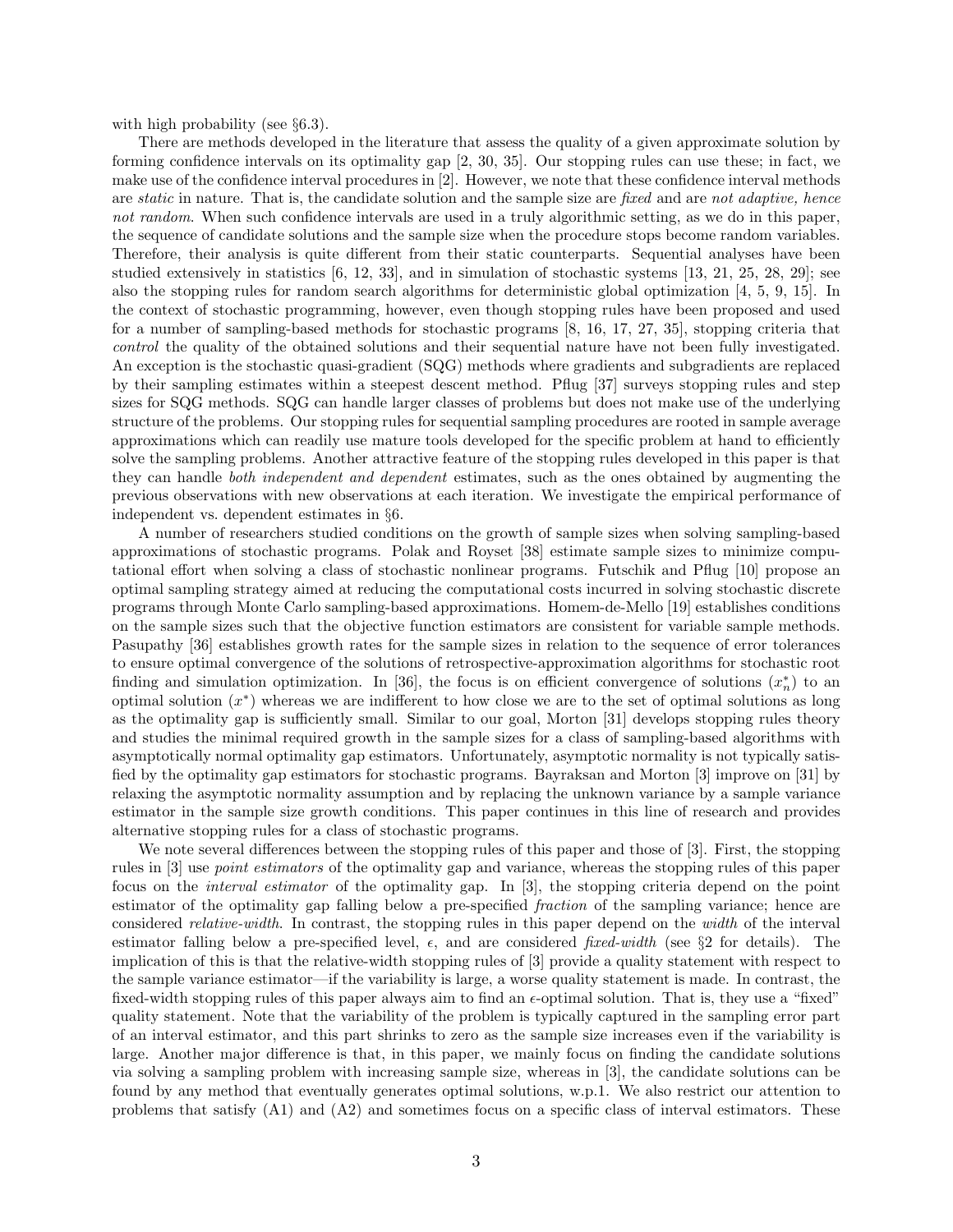with high probability (see §6.3).

There are methods developed in the literature that assess the quality of a given approximate solution by forming confidence intervals on its optimality gap [2, 30, 35]. Our stopping rules can use these; in fact, we make use of the confidence interval procedures in [2]. However, we note that these confidence interval methods are *static* in nature. That is, the candidate solution and the sample size are *fixed* and are *not adaptive, hence not random*. When such confidence intervals are used in a truly algorithmic setting, as we do in this paper, the sequence of candidate solutions and the sample size when the procedure stops become random variables. Therefore, their analysis is quite different from their static counterparts. Sequential analyses have been studied extensively in statistics [6, 12, 33], and in simulation of stochastic systems [13, 21, 25, 28, 29]; see also the stopping rules for random search algorithms for deterministic global optimization [4, 5, 9, 15]. In the context of stochastic programming, however, even though stopping rules have been proposed and used for a number of sampling-based methods for stochastic programs [8, 16, 17, 27, 35], stopping criteria that *control* the quality of the obtained solutions and their sequential nature have not been fully investigated. An exception is the stochastic quasi-gradient (SQG) methods where gradients and subgradients are replaced by their sampling estimates within a steepest descent method. Pflug [37] surveys stopping rules and step sizes for SQG methods. SQG can handle larger classes of problems but does not make use of the underlying structure of the problems. Our stopping rules for sequential sampling procedures are rooted in sample average approximations which can readily use mature tools developed for the specific problem at hand to efficiently solve the sampling problems. Another attractive feature of the stopping rules developed in this paper is that they can handle *both independent and dependent* estimates, such as the ones obtained by augmenting the previous observations with new observations at each iteration. We investigate the empirical performance of independent vs. dependent estimates in §6.

A number of researchers studied conditions on the growth of sample sizes when solving sampling-based approximations of stochastic programs. Polak and Royset [38] estimate sample sizes to minimize computational effort when solving a class of stochastic nonlinear programs. Futschik and Pflug [10] propose an optimal sampling strategy aimed at reducing the computational costs incurred in solving stochastic discrete programs through Monte Carlo sampling-based approximations. Homem-de-Mello [19] establishes conditions on the sample sizes such that the objective function estimators are consistent for variable sample methods. Pasupathy [36] establishes growth rates for the sample sizes in relation to the sequence of error tolerances to ensure optimal convergence of the solutions of retrospective-approximation algorithms for stochastic root finding and simulation optimization. In [36], the focus is on efficient convergence of solutions ($x_n^*$) to an optimal solution ($x^*$) whereas we are indifferent to how close we are to the set of optimal solutions as long as the optimality gap is sufficiently small. Similar to our goal, Morton [31] develops stopping rules theory and studies the minimal required growth in the sample sizes for a class of sampling-based algorithms with asymptotically normal optimality gap estimators. Unfortunately, asymptotic normality is not typically satisfied by the optimality gap estimators for stochastic programs. Bayraksan and Morton [3] improve on [31] by relaxing the asymptotic normality assumption and by replacing the unknown variance by a sample variance estimator in the sample size growth conditions. This paper continues in this line of research and provides alternative stopping rules for a class of stochastic programs.

We note several differences between the stopping rules of this paper and those of [3]. First, the stopping rules in [3] use *point estimators* of the optimality gap and variance, whereas the stopping rules of this paper focus on the *interval estimator* of the optimality gap. In [3], the stopping criteria depend on the point estimator of the optimality gap falling below a pre-specified *fraction* of the sampling variance; hence are considered *relative-width*. In contrast, the stopping rules in this paper depend on the *width* of the interval estimator falling below a pre-specified level, $\epsilon$, and are considered *fixed-width* (see §2 for details). The implication of this is that the relative-width stopping rules of [3] provide a quality statement with respect to the sample variance estimator—if the variability is large, a worse quality statement is made. In contrast, the fixed-width stopping rules of this paper always aim to find an $\epsilon$-optimal solution. That is, they use a "fixed" quality statement. Note that the variability of the problem is typically captured in the sampling error part of an interval estimator, and this part shrinks to zero as the sample size increases even if the variability is large. Another major difference is that, in this paper, we mainly focus on finding the candidate solutions via solving a sampling problem with increasing sample size, whereas in [3], the candidate solutions can be found by any method that eventually generates optimal solutions, w.p.1. We also restrict our attention to problems that satisfy (A1) and (A2) and sometimes focus on a specific class of interval estimators. These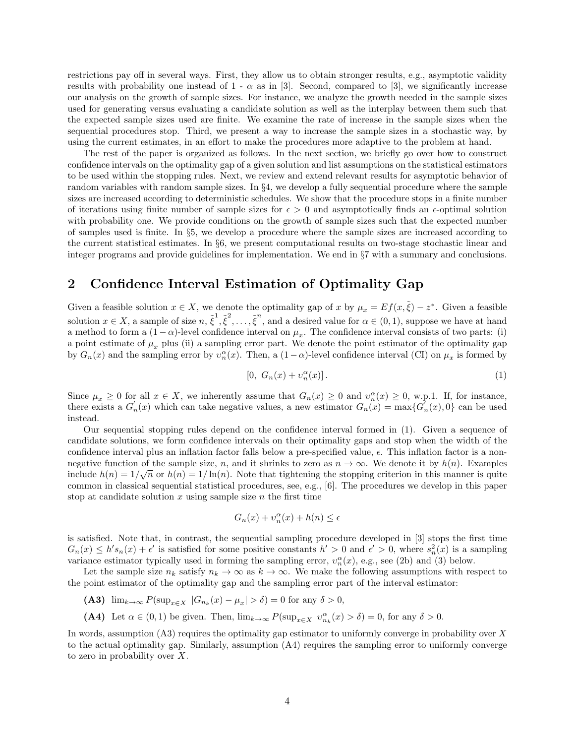restrictions pay off in several ways. First, they allow us to obtain stronger results, e.g., asymptotic validity results with probability one instead of 1 - $\alpha$ as in [3]. Second, compared to [3], we significantly increase our analysis on the growth of sample sizes. For instance, we analyze the growth needed in the sample sizes used for generating versus evaluating a candidate solution as well as the interplay between them such that the expected sample sizes used are finite. We examine the rate of increase in the sample sizes when the sequential procedures stop. Third, we present a way to increase the sample sizes in a stochastic way, by using the current estimates, in an effort to make the procedures more adaptive to the problem at hand.

The rest of the paper is organized as follows. In the next section, we briefly go over how to construct confidence intervals on the optimality gap of a given solution and list assumptions on the statistical estimators to be used within the stopping rules. Next, we review and extend relevant results for asymptotic behavior of random variables with random sample sizes. In §4, we develop a fully sequential procedure where the sample sizes are increased according to deterministic schedules. We show that the procedure stops in a finite number of iterations using finite number of sample sizes for $\epsilon > 0$ and asymptotically finds an $\epsilon$-optimal solution with probability one. We provide conditions on the growth of sample sizes such that the expected number of samples used is finite. In §5, we develop a procedure where the sample sizes are increased according to the current statistical estimates. In §6, we present computational results on two-stage stochastic linear and integer programs and provide guidelines for implementation. We end in §7 with a summary and conclusions.

## 2 Confidence Interval Estimation of Optimality Gap

Given a feasible solution $x \in X$, we denote the optimality gap of $x$ by $\mu_x = Ef(x, \tilde{\xi}) - z^*$. Given a feasible solution $x \in X$, a sample of size $n$, $\tilde{\xi}^1, \tilde{\xi}^2, \ldots, \tilde{\xi}^n$, and a desired value for $\alpha \in (0, 1)$, suppose we have at hand a method to form a $(1-\alpha)$-level confidence interval on $\mu_x$. The confidence interval consists of two parts: (i) a point estimate of $\mu_x$ plus (ii) a sampling error part. We denote the point estimator of the optimality gap by $G_n(x)$ and the sampling error by $\upsilon_n^\alpha(x)$. Then, a $(1-\alpha)$-level confidence interval (CI) on $\mu_x$ is formed by

$$[0,\ G_n(x) + \upsilon_n^\alpha(x)]\,. \tag{1}$$

Since $\mu_x \geq 0$ for all $x \in X$, we inherently assume that $G_n(x) \geq 0$ and $\upsilon_n^\alpha(x) \geq 0$, w.p.1. If, for instance, there exists a $G_n^{'}(x)$ which can take negative values, a new estimator $G_n(x) = \max\{G_n^{'}(x), 0\}$ can be used instead.

Our sequential stopping rules depend on the confidence interval formed in (1). Given a sequence of candidate solutions, we form confidence intervals on their optimality gaps and stop when the width of the confidence interval plus an inflation factor falls below a pre-specified value, $\epsilon$. This inflation factor is a non-negative function of the sample size, $n$, and it shrinks to zero as $n \to \infty$. We denote it by $h(n)$. Examples include $h(n) = 1/\sqrt{n}$ or $h(n) = 1/\ln(n)$. Note that tightening the stopping criterion in this manner is quite common in classical sequential statistical procedures, see, e.g., [6]. The procedures we develop in this paper stop at candidate solution $x$ using sample size $n$ the first time

$$G_n(x) + \upsilon_n^\alpha(x) + h(n) \leq \epsilon$$

is satisfied. Note that, in contrast, the sequential sampling procedure developed in [3] stops the first time $G_n(x) \leq h' s_n(x) + \epsilon'$ is satisfied for some positive constants $h' > 0$ and $\epsilon' > 0$, where $s_n^2(x)$ is a sampling variance estimator typically used in forming the sampling error, $\upsilon_n^\alpha(x)$, e.g., see (2b) and (3) below.

Let the sample size $n_k$ satisfy $n_k \to \infty$ as $k \to \infty$. We make the following assumptions with respect to the point estimator of the optimality gap and the sampling error part of the interval estimator:

- **(A3)** $\lim_{k\to\infty} P(\sup_{x\in X}\ |G_{n_k}(x) - \mu_x| > \delta) = 0$ for any $\delta > 0$,
- **(A4)** Let $\alpha \in (0, 1)$ be given. Then, $\lim_{k\to\infty} P(\sup_{x\in X}\ \upsilon_{n_k}^\alpha(x) > \delta) = 0$, for any $\delta > 0$.

In words, assumption (A3) requires the optimality gap estimator to uniformly converge in probability over $X$ to the actual optimality gap. Similarly, assumption (A4) requires the sampling error to uniformly converge to zero in probability over $X$.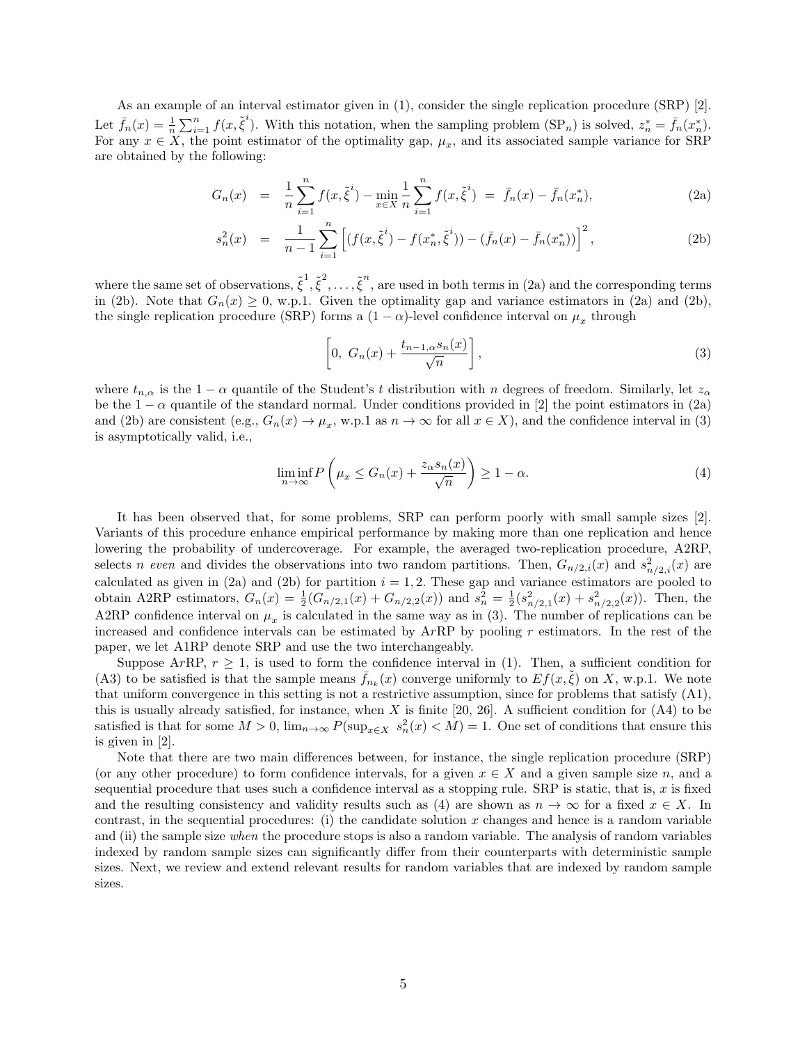As an example of an interval estimator given in (1), consider the single replication procedure (SRP) [2]. Let $\bar{f}_n(x) = \frac{1}{n}\sum_{i=1}^n f(x, \tilde{\xi}^i)$. With this notation, when the sampling problem (SP$_n$) is solved, $z_n^* = \bar{f}_n(x_n^*)$. For any $x \in X$, the point estimator of the optimality gap, $\mu_x$, and its associated sample variance for SRP are obtained by the following:

$$G_n(x) \;=\; \frac{1}{n}\sum_{i=1}^n f(x, \tilde{\xi}^i) - \min_{x\in X} \frac{1}{n}\sum_{i=1}^n f(x, \tilde{\xi}^i) \;=\; \bar{f}_n(x) - \bar{f}_n(x_n^*), \tag{2a}$$

$$s_n^2(x) \;=\; \frac{1}{n-1}\sum_{i=1}^n \Big[ (f(x, \tilde{\xi}^i) - f(x_n^*, \tilde{\xi}^i)) - (\bar{f}_n(x) - \bar{f}_n(x_n^*)) \Big]^2, \tag{2b}$$

where the same set of observations, $\tilde{\xi}^1, \tilde{\xi}^2, \ldots, \tilde{\xi}^n$, are used in both terms in (2a) and the corresponding terms in (2b). Note that $G_n(x) \geq 0$, w.p.1. Given the optimality gap and variance estimators in (2a) and (2b), the single replication procedure (SRP) forms a $(1-\alpha)$-level confidence interval on $\mu_x$ through

$$\left[0,\; G_n(x) + \frac{t_{n-1,\alpha} s_n(x)}{\sqrt{n}}\right], \tag{3}$$

where $t_{n,\alpha}$ is the $1-\alpha$ quantile of the Student's $t$ distribution with $n$ degrees of freedom. Similarly, let $z_\alpha$ be the $1-\alpha$ quantile of the standard normal. Under conditions provided in [2] the point estimators in (2a) and (2b) are consistent (e.g., $G_n(x) \to \mu_x$, w.p.1 as $n \to \infty$ for all $x \in X$), and the confidence interval in (3) is asymptotically valid, i.e.,

$$\liminf_{n\to\infty} P\left(\mu_x \leq G_n(x) + \frac{z_\alpha s_n(x)}{\sqrt{n}}\right) \geq 1-\alpha. \tag{4}$$

It has been observed that, for some problems, SRP can perform poorly with small sample sizes [2]. Variants of this procedure enhance empirical performance by making more than one replication and hence lowering the probability of undercoverage. For example, the averaged two-replication procedure, A2RP, selects $n$ *even* and divides the observations into two random partitions. Then, $G_{n/2,i}(x)$ and $s^2_{n/2,i}(x)$ are calculated as given in (2a) and (2b) for partition $i = 1, 2$. These gap and variance estimators are pooled to obtain A2RP estimators, $G_n(x) = \frac{1}{2}(G_{n/2,1}(x) + G_{n/2,2}(x))$ and $s_n^2 = \frac{1}{2}(s^2_{n/2,1}(x) + s^2_{n/2,2}(x))$. Then, the A2RP confidence interval on $\mu_x$ is calculated in the same way as in (3). The number of replications can be increased and confidence intervals can be estimated by A$r$RP by pooling $r$ estimators. In the rest of the paper, we let A1RP denote SRP and use the two interchangeably.

Suppose A$r$RP, $r \geq 1$, is used to form the confidence interval in (1). Then, a sufficient condition for (A3) to be satisfied is that the sample means $\bar{f}_{n_k}(x)$ converge uniformly to $Ef(x, \tilde{\xi})$ on $X$, w.p.1. We note that uniform convergence in this setting is not a restrictive assumption, since for problems that satisfy (A1), this is usually already satisfied, for instance, when $X$ is finite [20, 26]. A sufficient condition for (A4) to be satisfied is that for some $M > 0$, $\lim_{n\to\infty} P(\sup_{x\in X}\; s_n^2(x) < M) = 1$. One set of conditions that ensure this is given in [2].

Note that there are two main differences between, for instance, the single replication procedure (SRP) (or any other procedure) to form confidence intervals, for a given $x \in X$ and a given sample size $n$, and a sequential procedure that uses such a confidence interval as a stopping rule. SRP is static, that is, $x$ is fixed and the resulting consistency and validity results such as (4) are shown as $n \to \infty$ for a fixed $x \in X$. In contrast, in the sequential procedures: (i) the candidate solution $x$ changes and hence is a random variable and (ii) the sample size *when* the procedure stops is also a random variable. The analysis of random variables indexed by random sample sizes can significantly differ from their counterparts with deterministic sample sizes. Next, we review and extend relevant results for random variables that are indexed by random sample sizes.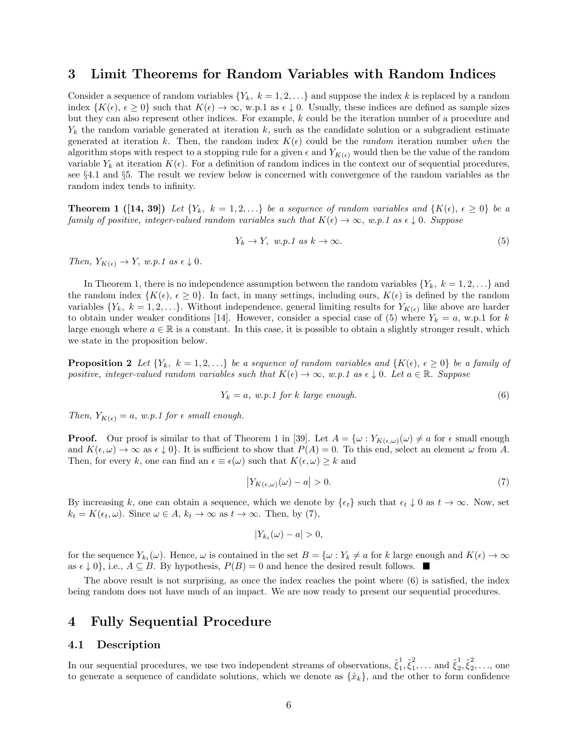## 3 Limit Theorems for Random Variables with Random Indices

Consider a sequence of random variables $\{Y_k,\ k = 1, 2, \ldots\}$ and suppose the index $k$ is replaced by a random index $\{K(\epsilon),\ \epsilon \geq 0\}$ such that $K(\epsilon) \to \infty$, w.p.1 as $\epsilon \downarrow 0$. Usually, these indices are defined as sample sizes but they can also represent other indices. For example, $k$ could be the iteration number of a procedure and $Y_k$ the random variable generated at iteration $k$, such as the candidate solution or a subgradient estimate generated at iteration $k$. Then, the random index $K(\epsilon)$ could be the *random* iteration number *when* the algorithm stops with respect to a stopping rule for a given $\epsilon$ and $Y_{K(\epsilon)}$ would then be the value of the random variable $Y_k$ at iteration $K(\epsilon)$. For a definition of random indices in the context our of sequential procedures, see §4.1 and §5. The result we review below is concerned with convergence of the random variables as the random index tends to infinity.

**Theorem 1 ([14, 39])** *Let $\{Y_k,\ k = 1, 2, \ldots\}$ be a sequence of random variables and $\{K(\epsilon),\ \epsilon \geq 0\}$ be a family of positive, integer-valued random variables such that $K(\epsilon) \to \infty$, w.p.1 as $\epsilon \downarrow 0$. Suppose*

$$Y_k \to Y, \text{ w.p.1 as } k \to \infty. \tag{5}$$

*Then, $Y_{K(\epsilon)} \to Y$, w.p.1 as $\epsilon \downarrow 0$.*

In Theorem 1, there is no independence assumption between the random variables $\{Y_k,\ k = 1, 2, \ldots\}$ and the random index $\{K(\epsilon),\ \epsilon \geq 0\}$. In fact, in many settings, including ours, $K(\epsilon)$ is defined by the random variables $\{Y_k,\ k = 1, 2, \ldots\}$. Without independence, general limiting results for $Y_{K(\epsilon)}$ like above are harder to obtain under weaker conditions [14]. However, consider a special case of (5) where $Y_k = a$, w.p.1 for $k$ large enough where $a \in \mathbb{R}$ is a constant. In this case, it is possible to obtain a slightly stronger result, which we state in the proposition below.

**Proposition 2** *Let $\{Y_k,\ k = 1, 2, \ldots\}$ be a sequence of random variables and $\{K(\epsilon),\ \epsilon \geq 0\}$ be a family of positive, integer-valued random variables such that $K(\epsilon) \to \infty$, w.p.1 as $\epsilon \downarrow 0$. Let $a \in \mathbb{R}$. Suppose*

$$Y_k = a, \text{ w.p.1 for } k \text{ large enough.} \tag{6}$$

*Then, $Y_{K(\epsilon)} = a$, w.p.1 for $\epsilon$ small enough.*

**Proof.** Our proof is similar to that of Theorem 1 in [39]. Let $A = \{\omega : Y_{K(\epsilon,\omega)}(\omega) \neq a$ for $\epsilon$ small enough and $K(\epsilon, \omega) \to \infty$ as $\epsilon \downarrow 0\}$. It is sufficient to show that $P(A) = 0$. To this end, select an element $\omega$ from $A$. Then, for every $k$, one can find an $\epsilon \equiv \epsilon(\omega)$ such that $K(\epsilon, \omega) \geq k$ and

$$\left|Y_{K(\epsilon,\omega)}(\omega) - a\right| > 0. \tag{7}$$

By increasing $k$, one can obtain a sequence, which we denote by $\{\epsilon_t\}$ such that $\epsilon_t \downarrow 0$ as $t \to \infty$. Now, set $k_t = K(\epsilon_t, \omega)$. Since $\omega \in A$, $k_t \to \infty$ as $t \to \infty$. Then, by (7),

$$|Y_{k_t}(\omega) - a| > 0,$$

for the sequence $Y_{k_t}(\omega)$. Hence, $\omega$ is contained in the set $B = \{\omega : Y_k \neq a$ for $k$ large enough and $K(\epsilon) \to \infty$ as $\epsilon \downarrow 0\}$, i.e., $A \subseteq B$. By hypothesis, $P(B) = 0$ and hence the desired result follows. ■

The above result is not surprising, as once the index reaches the point where (6) is satisfied, the index being random does not have much of an impact. We are now ready to present our sequential procedures.

## 4 Fully Sequential Procedure

### 4.1 Description

In our sequential procedures, we use two independent streams of observations, $\tilde{\xi}_1^1, \tilde{\xi}_1^2, \ldots$ and $\tilde{\xi}_2^1, \tilde{\xi}_2^2, \ldots$, one to generate a sequence of candidate solutions, which we denote as $\{\hat{x}_k\}$, and the other to form confidence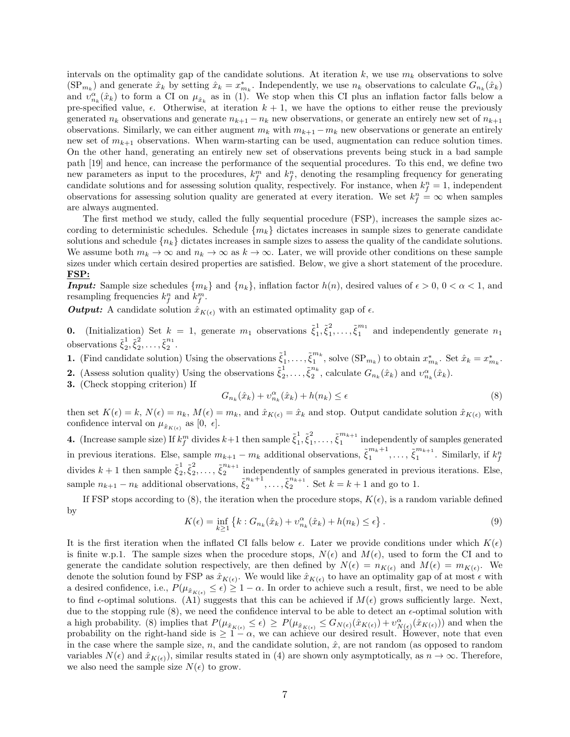intervals on the optimality gap of the candidate solutions. At iteration $k$, we use $m_k$ observations to solve (SP$_{m_k}$) and generate $\hat{x}_k$ by setting $\hat{x}_k = x^*_{m_k}$. Independently, we use $n_k$ observations to calculate $G_{n_k}(\hat{x}_k)$ and $v^{\alpha}_{n_k}(\hat{x}_k)$ to form a CI on $\mu_{\hat{x}_k}$ as in (1). We stop when this CI plus an inflation factor falls below a pre-specified value, $\epsilon$. Otherwise, at iteration $k+1$, we have the options to either reuse the previously generated $n_k$ observations and generate $n_{k+1} - n_k$ new observations, or generate an entirely new set of $n_{k+1}$ observations. Similarly, we can either augment $m_k$ with $m_{k+1} - m_k$ new observations or generate an entirely new set of $m_{k+1}$ observations. When warm-starting can be used, augmentation can reduce solution times. On the other hand, generating an entirely new set of observations prevents being stuck in a bad sample path [19] and hence, can increase the performance of the sequential procedures. To this end, we define two new parameters as input to the procedures, $k^m_f$ and $k^n_f$, denoting the resampling frequency for generating candidate solutions and for assessing solution quality, respectively. For instance, when $k^n_f = 1$, independent observations for assessing solution quality are generated at every iteration. We set $k^n_f = \infty$ when samples are always augmented.

The first method we study, called the fully sequential procedure (FSP), increases the sample sizes according to deterministic schedules. Schedule $\{m_k\}$ dictates increases in sample sizes to generate candidate solutions and schedule $\{n_k\}$ dictates increases in sample sizes to assess the quality of the candidate solutions. We assume both $m_k \to \infty$ and $n_k \to \infty$ as $k \to \infty$. Later, we will provide other conditions on these sample sizes under which certain desired properties are satisfied. Below, we give a short statement of the procedure.

**FSP:**

***Input:*** Sample size schedules $\{m_k\}$ and $\{n_k\}$, inflation factor $h(n)$, desired values of $\epsilon > 0$, $0 < \alpha < 1$, and resampling frequencies $k^n_f$ and $k^m_f$.

***Output:*** A candidate solution $\hat{x}_{K(\epsilon)}$ with an estimated optimality gap of $\epsilon$.

**0.** (Initialization) Set $k = 1$, generate $m_1$ observations $\tilde{\xi}^1_1, \tilde{\xi}^2_1, \ldots, \tilde{\xi}^{m_1}_1$ and independently generate $n_1$ observations $\tilde{\xi}^1_2, \tilde{\xi}^2_2, \ldots, \tilde{\xi}^{n_1}_2$.

**1.** (Find candidate solution) Using the observations $\tilde{\xi}^1_1, \ldots, \tilde{\xi}^{m_k}_1$, solve (SP$_{m_k}$) to obtain $x^*_{m_k}$. Set $\hat{x}_k = x^*_{m_k}$.

**2.** (Assess solution quality) Using the observations $\tilde{\xi}^1_2, \ldots, \tilde{\xi}^{n_k}_2$, calculate $G_{n_k}(\hat{x}_k)$ and $v^{\alpha}_{n_k}(\hat{x}_k)$.

**3.** (Check stopping criterion) If

$$G_{n_k}(\hat{x}_k) + v^{\alpha}_{n_k}(\hat{x}_k) + h(n_k) \le \epsilon \tag{8}$$

then set $K(\epsilon) = k$, $N(\epsilon) = n_k$, $M(\epsilon) = m_k$, and $\hat{x}_{K(\epsilon)} = \hat{x}_k$ and stop. Output candidate solution $\hat{x}_{K(\epsilon)}$ with confidence interval on $\mu_{\hat{x}_{K(\epsilon)}}$ as $[0,\ \epsilon]$.

**4.** (Increase sample size) If $k^m_f$ divides $k+1$ then sample $\tilde{\xi}^1_1, \tilde{\xi}^2_1, \ldots, \tilde{\xi}^{m_{k+1}}_1$ independently of samples generated in previous iterations. Else, sample $m_{k+1} - m_k$ additional observations, $\tilde{\xi}^{m_k+1}_1, \ldots, \tilde{\xi}^{m_{k+1}}_1$. Similarly, if $k^n_f$ divides $k+1$ then sample $\tilde{\xi}^1_2, \tilde{\xi}^2_2, \ldots, \tilde{\xi}^{n_{k+1}}_2$ independently of samples generated in previous iterations. Else, sample $n_{k+1} - n_k$ additional observations, $\tilde{\xi}^{n_k+1}_2, \ldots, \tilde{\xi}^{n_{k+1}}_2$. Set $k = k+1$ and go to 1.

If FSP stops according to (8), the iteration when the procedure stops, $K(\epsilon)$, is a random variable defined by

$$K(\epsilon) = \inf_{k \ge 1} \left\{ k : G_{n_k}(\hat{x}_k) + v^{\alpha}_{n_k}(\hat{x}_k) + h(n_k) \le \epsilon \right\}. \tag{9}$$

It is the first iteration when the inflated CI falls below $\epsilon$. Later we provide conditions under which $K(\epsilon)$ is finite w.p.1. The sample sizes when the procedure stops, $N(\epsilon)$ and $M(\epsilon)$, used to form the CI and to generate the candidate solution respectively, are then defined by $N(\epsilon) = n_{K(\epsilon)}$ and $M(\epsilon) = m_{K(\epsilon)}$. We denote the solution found by FSP as $\hat{x}_{K(\epsilon)}$. We would like $\hat{x}_{K(\epsilon)}$ to have an optimality gap of at most $\epsilon$ with a desired confidence, i.e., $P(\mu_{\hat{x}_{K(\epsilon)}} \le \epsilon) \ge 1 - \alpha$. In order to achieve such a result, first, we need to be able to find $\epsilon$-optimal solutions. (A1) suggests that this can be achieved if $M(\epsilon)$ grows sufficiently large. Next, due to the stopping rule (8), we need the confidence interval to be able to detect an $\epsilon$-optimal solution with a high probability. (8) implies that $P(\mu_{\hat{x}_{K(\epsilon)}} \le \epsilon) \ge P(\mu_{\hat{x}_{K(\epsilon)}} \le G_{N(\epsilon)}(\hat{x}_{K(\epsilon)}) + v^{\alpha}_{N(\epsilon)}(\hat{x}_{K(\epsilon)}))$ and when the probability on the right-hand side is $\ge 1 - \alpha$, we can achieve our desired result. However, note that even in the case where the sample size, $n$, and the candidate solution, $\hat{x}$, are not random (as opposed to random variables $N(\epsilon)$ and $\hat{x}_{K(\epsilon)}$), similar results stated in (4) are shown only asymptotically, as $n \to \infty$. Therefore, we also need the sample size $N(\epsilon)$ to grow.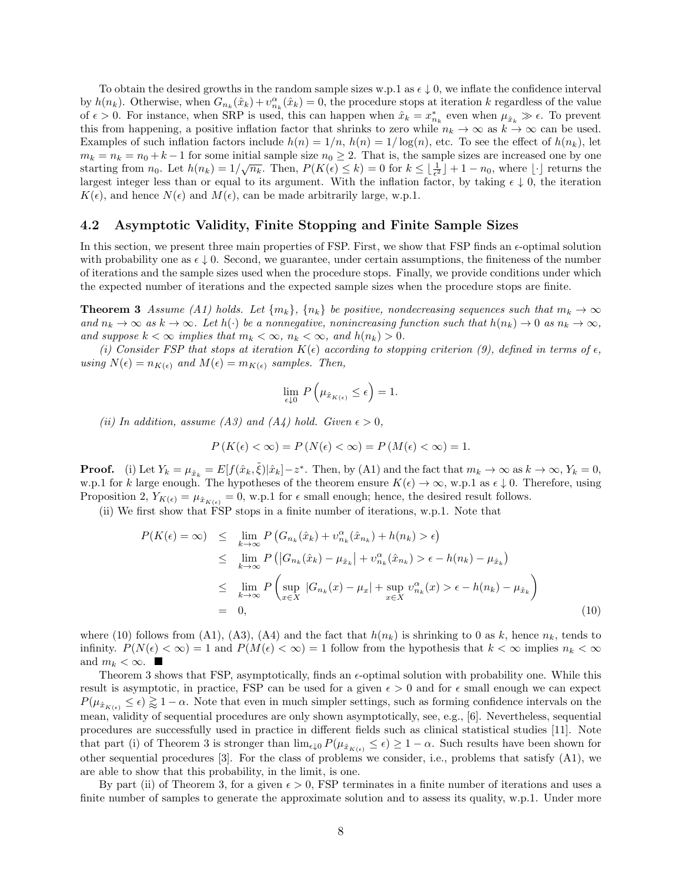To obtain the desired growths in the random sample sizes w.p.1 as $\epsilon \downarrow 0$, we inflate the confidence interval by $h(n_k)$. Otherwise, when $G_{n_k}(\hat{x}_k) + \upsilon^{\alpha}_{n_k}(\hat{x}_k) = 0$, the procedure stops at iteration $k$ regardless of the value of $\epsilon > 0$. For instance, when SRP is used, this can happen when $\hat{x}_k = x^*_{n_k}$ even when $\mu_{\hat{x}_k} \gg \epsilon$. To prevent this from happening, a positive inflation factor that shrinks to zero while $n_k \to \infty$ as $k \to \infty$ can be used. Examples of such inflation factors include $h(n) = 1/n$, $h(n) = 1/\log(n)$, etc. To see the effect of $h(n_k)$, let $m_k = n_k = n_0 + k - 1$ for some initial sample size $n_0 \geq 2$. That is, the sample sizes are increased one by one starting from $n_0$. Let $h(n_k) = 1/\sqrt{n_k}$. Then, $P(K(\epsilon) \leq k) = 0$ for $k \leq \lfloor \frac{1}{\epsilon^2} \rfloor + 1 - n_0$, where $\lfloor \cdot \rfloor$ returns the largest integer less than or equal to its argument. With the inflation factor, by taking $\epsilon \downarrow 0$, the iteration $K(\epsilon)$, and hence $N(\epsilon)$ and $M(\epsilon)$, can be made arbitrarily large, w.p.1.

### 4.2 Asymptotic Validity, Finite Stopping and Finite Sample Sizes

In this section, we present three main properties of FSP. First, we show that FSP finds an $\epsilon$-optimal solution with probability one as $\epsilon \downarrow 0$. Second, we guarantee, under certain assumptions, the finiteness of the number of iterations and the sample sizes used when the procedure stops. Finally, we provide conditions under which the expected number of iterations and the expected sample sizes when the procedure stops are finite.

**Theorem 3** *Assume (A1) holds. Let $\{m_k\}$, $\{n_k\}$ be positive, nondecreasing sequences such that $m_k \to \infty$ and $n_k \to \infty$ as $k \to \infty$. Let $h(\cdot)$ be a nonnegative, nonincreasing function such that $h(n_k) \to 0$ as $n_k \to \infty$, and suppose $k < \infty$ implies that $m_k < \infty$, $n_k < \infty$, and $h(n_k) > 0$.*

*(i) Consider FSP that stops at iteration $K(\epsilon)$ according to stopping criterion (9), defined in terms of $\epsilon$, using $N(\epsilon) = n_{K(\epsilon)}$ and $M(\epsilon) = m_{K(\epsilon)}$ samples. Then,*

$$\lim_{\epsilon \downarrow 0} P\left(\mu_{\hat{x}_{K(\epsilon)}} \leq \epsilon\right) = 1.$$

*(ii) In addition, assume (A3) and (A4) hold. Given $\epsilon > 0$,*

$$P\left(K(\epsilon) < \infty\right) = P\left(N(\epsilon) < \infty\right) = P\left(M(\epsilon) < \infty\right) = 1.$$

**Proof.** (i) Let $Y_k = \mu_{\hat{x}_k} = E[f(\hat{x}_k, \tilde{\xi})|\hat{x}_k] - z^*$. Then, by (A1) and the fact that $m_k \to \infty$ as $k \to \infty$, $Y_k = 0$, w.p.1 for $k$ large enough. The hypotheses of the theorem ensure $K(\epsilon) \to \infty$, w.p.1 as $\epsilon \downarrow 0$. Therefore, using Proposition 2, $Y_{K(\epsilon)} = \mu_{\hat{x}_{K(\epsilon)}} = 0$, w.p.1 for $\epsilon$ small enough; hence, the desired result follows.

(ii) We first show that FSP stops in a finite number of iterations, w.p.1. Note that

$$\begin{aligned}
P(K(\epsilon) = \infty) &\leq \lim_{k \to \infty} P\left(G_{n_k}(\hat{x}_k) + \upsilon^{\alpha}_{n_k}(\hat{x}_{n_k}) + h(n_k) > \epsilon\right) \\
&\leq \lim_{k \to \infty} P\left(\left|G_{n_k}(\hat{x}_k) - \mu_{\hat{x}_k}\right| + \upsilon^{\alpha}_{n_k}(\hat{x}_{n_k}) > \epsilon - h(n_k) - \mu_{\hat{x}_k}\right) \\
&\leq \lim_{k \to \infty} P\left(\sup_{x \in X} \left|G_{n_k}(x) - \mu_x\right| + \sup_{x \in X} \upsilon^{\alpha}_{n_k}(x) > \epsilon - h(n_k) - \mu_{\hat{x}_k}\right) \\
&= 0, \qquad (10)
\end{aligned}$$

where (10) follows from (A1), (A3), (A4) and the fact that $h(n_k)$ is shrinking to 0 as $k$, hence $n_k$, tends to infinity. $P(N(\epsilon) < \infty) = 1$ and $P(M(\epsilon) < \infty) = 1$ follow from the hypothesis that $k < \infty$ implies $n_k < \infty$ and $m_k < \infty$. ■

Theorem 3 shows that FSP, asymptotically, finds an $\epsilon$-optimal solution with probability one. While this result is asymptotic, in practice, FSP can be used for a given $\epsilon > 0$ and for $\epsilon$ small enough we can expect $P(\mu_{\hat{x}_{K(\epsilon)}} \leq \epsilon) \gtrapprox 1 - \alpha$. Note that even in much simpler settings, such as forming confidence intervals on the mean, validity of sequential procedures are only shown asymptotically, see, e.g., [6]. Nevertheless, sequential procedures are successfully used in practice in different fields such as clinical statistical studies [11]. Note that part (i) of Theorem 3 is stronger than $\lim_{\epsilon \downarrow 0} P(\mu_{\hat{x}_{K(\epsilon)}} \leq \epsilon) \geq 1 - \alpha$. Such results have been shown for other sequential procedures [3]. For the class of problems we consider, i.e., problems that satisfy (A1), we are able to show that this probability, in the limit, is one.

By part (ii) of Theorem 3, for a given $\epsilon > 0$, FSP terminates in a finite number of iterations and uses a finite number of samples to generate the approximate solution and to assess its quality, w.p.1. Under more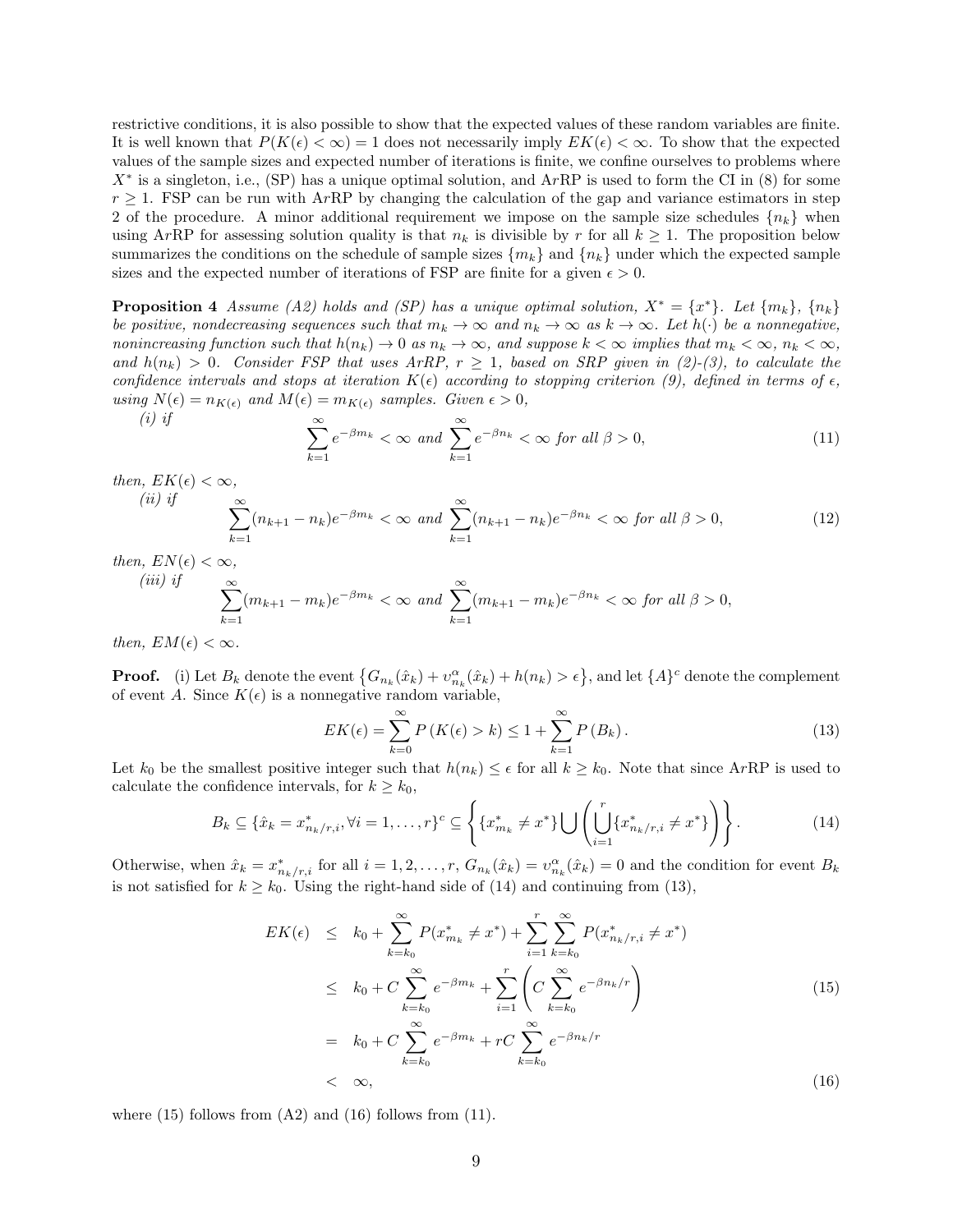restrictive conditions, it is also possible to show that the expected values of these random variables are finite. It is well known that $P(K(\epsilon) < \infty) = 1$ does not necessarily imply $EK(\epsilon) < \infty$. To show that the expected values of the sample sizes and expected number of iterations is finite, we confine ourselves to problems where $X^*$ is a singleton, i.e., (SP) has a unique optimal solution, and A$r$RP is used to form the CI in (8) for some $r \geq 1$. FSP can be run with A$r$RP by changing the calculation of the gap and variance estimators in step 2 of the procedure. A minor additional requirement we impose on the sample size schedules $\{n_k\}$ when using A$r$RP for assessing solution quality is that $n_k$ is divisible by $r$ for all $k \geq 1$. The proposition below summarizes the conditions on the schedule of sample sizes $\{m_k\}$ and $\{n_k\}$ under which the expected sample sizes and the expected number of iterations of FSP are finite for a given $\epsilon > 0$.

**Proposition 4** *Assume (A2) holds and (SP) has a unique optimal solution, $X^* = \{x^*\}$. Let $\{m_k\}$, $\{n_k\}$ be positive, nondecreasing sequences such that $m_k \to \infty$ and $n_k \to \infty$ as $k \to \infty$. Let $h(\cdot)$ be a nonnegative, nonincreasing function such that $h(n_k) \to 0$ as $n_k \to \infty$, and suppose $k < \infty$ implies that $m_k < \infty$, $n_k < \infty$, and $h(n_k) > 0$. Consider FSP that uses ArRP, $r \geq 1$, based on SRP given in (2)-(3), to calculate the confidence intervals and stops at iteration $K(\epsilon)$ according to stopping criterion (9), defined in terms of $\epsilon$, using $N(\epsilon) = n_{K(\epsilon)}$ and $M(\epsilon) = m_{K(\epsilon)}$ samples. Given $\epsilon > 0$,*

*(i) if*

$$\sum_{k=1}^{\infty} e^{-\beta m_k} < \infty \text{ and } \sum_{k=1}^{\infty} e^{-\beta n_k} < \infty \text{ for all } \beta > 0, \tag{11}$$

*then, $EK(\epsilon) < \infty$,*

*(ii) if*

$$\sum_{k=1}^{\infty} (n_{k+1} - n_k) e^{-\beta m_k} < \infty \text{ and } \sum_{k=1}^{\infty} (n_{k+1} - n_k) e^{-\beta n_k} < \infty \text{ for all } \beta > 0, \tag{12}$$

*then, $EN(\epsilon) < \infty$,*

*(iii) if*

$$\sum_{k=1}^{\infty} (m_{k+1} - m_k) e^{-\beta m_k} < \infty \text{ and } \sum_{k=1}^{\infty} (m_{k+1} - m_k) e^{-\beta n_k} < \infty \text{ for all } \beta > 0,$$

*then, $EM(\epsilon) < \infty$.*

**Proof.** (i) Let $B_k$ denote the event $\left\{ G_{n_k}(\hat{x}_k) + \upsilon^{\alpha}_{n_k}(\hat{x}_k) + h(n_k) > \epsilon \right\}$, and let $\{A\}^c$ denote the complement of event $A$. Since $K(\epsilon)$ is a nonnegative random variable,

$$EK(\epsilon) = \sum_{k=0}^{\infty} P\left(K(\epsilon) > k\right) \leq 1 + \sum_{k=1}^{\infty} P\left(B_k\right). \tag{13}$$

Let $k_0$ be the smallest positive integer such that $h(n_k) \leq \epsilon$ for all $k \geq k_0$. Note that since A$r$RP is used to calculate the confidence intervals, for $k \geq k_0$,

$$B_k \subseteq \{\hat{x}_k = x^*_{n_k/r,i}, \forall i = 1, \ldots, r\}^c \subseteq \left\{ \{x^*_{m_k} \neq x^*\} \bigcup \left( \bigcup_{i=1}^{r} \{x^*_{n_k/r,i} \neq x^*\} \right) \right\}. \tag{14}$$

Otherwise, when $\hat{x}_k = x^*_{n_k/r,i}$ for all $i = 1, 2, \ldots, r$, $G_{n_k}(\hat{x}_k) = \upsilon^{\alpha}_{n_k}(\hat{x}_k) = 0$ and the condition for event $B_k$ is not satisfied for $k \geq k_0$. Using the right-hand side of (14) and continuing from (13),

$$\begin{aligned}
EK(\epsilon) &\leq k_0 + \sum_{k=k_0}^{\infty} P(x^*_{m_k} \neq x^*) + \sum_{i=1}^{r} \sum_{k=k_0}^{\infty} P(x^*_{n_k/r,i} \neq x^*) \\
&\leq k_0 + C \sum_{k=k_0}^{\infty} e^{-\beta m_k} + \sum_{i=1}^{r} \left( C \sum_{k=k_0}^{\infty} e^{-\beta n_k / r} \right) \qquad (15) \\
&= k_0 + C \sum_{k=k_0}^{\infty} e^{-\beta m_k} + rC \sum_{k=k_0}^{\infty} e^{-\beta n_k / r} \\
&< \infty, \qquad (16)
\end{aligned}$$

where (15) follows from (A2) and (16) follows from (11).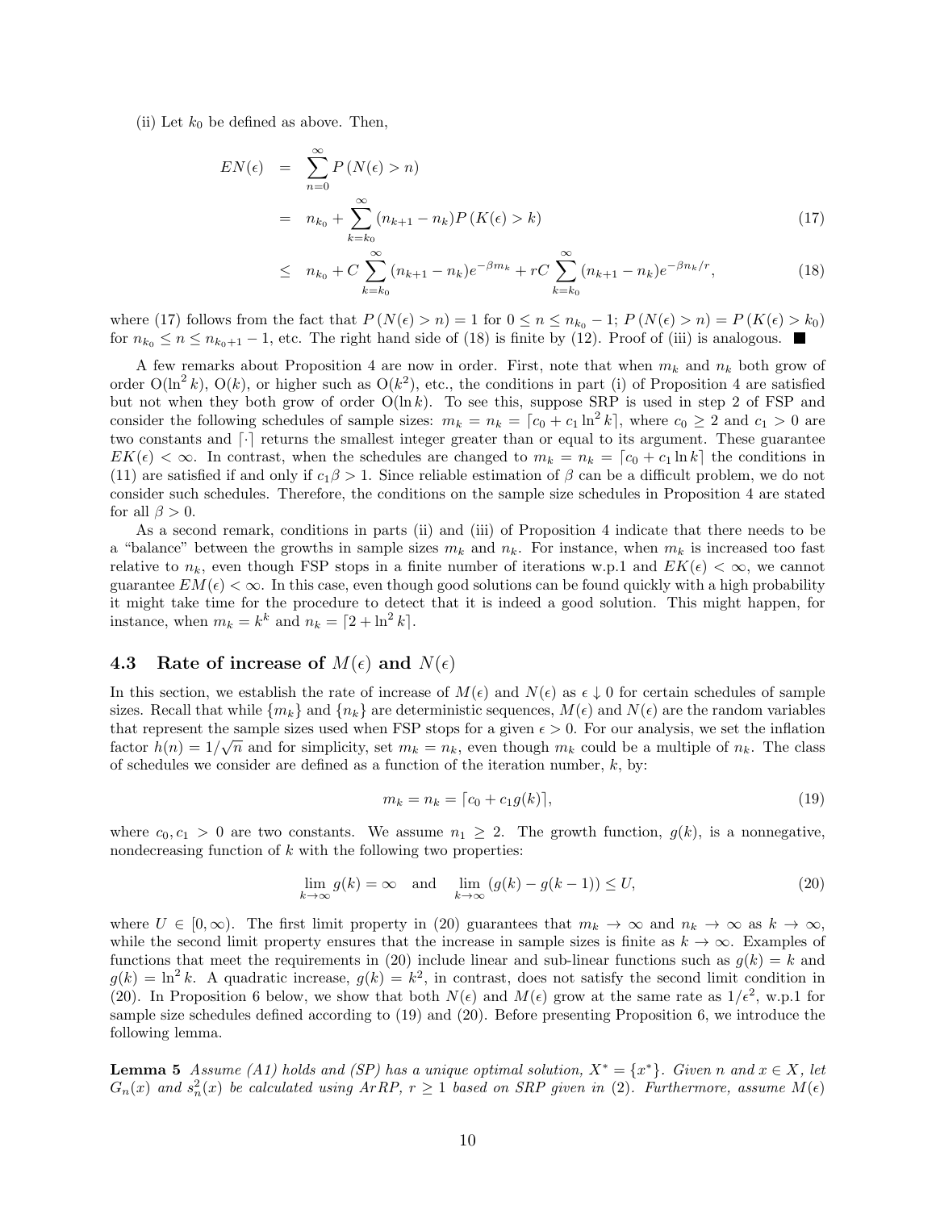(ii) Let $k_0$ be defined as above. Then,

$$
\begin{aligned}
EN(\epsilon) &= \sum_{n=0}^{\infty} P\left(N(\epsilon) > n\right) \\
&= n_{k_0} + \sum_{k=k_0}^{\infty} (n_{k+1} - n_k) P\left(K(\epsilon) > k\right) &(17)\\
&\leq n_{k_0} + C \sum_{k=k_0}^{\infty} (n_{k+1} - n_k) e^{-\beta m_k} + rC \sum_{k=k_0}^{\infty} (n_{k+1} - n_k) e^{-\beta n_k / r}, &(18)
\end{aligned}
$$

where (17) follows from the fact that $P\left(N(\epsilon) > n\right) = 1$ for $0 \leq n \leq n_{k_0} - 1$; $P\left(N(\epsilon) > n\right) = P\left(K(\epsilon) > k_0\right)$ for $n_{k_0} \leq n \leq n_{k_0+1} - 1$, etc. The right hand side of (18) is finite by (12). Proof of (iii) is analogous. ■

A few remarks about Proposition 4 are now in order. First, note that when $m_k$ and $n_k$ both grow of order $O(\ln^2 k)$, $O(k)$, or higher such as $O(k^2)$, etc., the conditions in part (i) of Proposition 4 are satisfied but not when they both grow of order $O(\ln k)$. To see this, suppose SRP is used in step 2 of FSP and consider the following schedules of sample sizes: $m_k = n_k = \lceil c_0 + c_1 \ln^2 k \rceil$, where $c_0 \geq 2$ and $c_1 > 0$ are two constants and $\lceil \cdot \rceil$ returns the smallest integer greater than or equal to its argument. These guarantee $EK(\epsilon) < \infty$. In contrast, when the schedules are changed to $m_k = n_k = \lceil c_0 + c_1 \ln k \rceil$ the conditions in (11) are satisfied if and only if $c_1 \beta > 1$. Since reliable estimation of $\beta$ can be a difficult problem, we do not consider such schedules. Therefore, the conditions on the sample size schedules in Proposition 4 are stated for all $\beta > 0$.

As a second remark, conditions in parts (ii) and (iii) of Proposition 4 indicate that there needs to be a "balance" between the growths in sample sizes $m_k$ and $n_k$. For instance, when $m_k$ is increased too fast relative to $n_k$, even though FSP stops in a finite number of iterations w.p.1 and $EK(\epsilon) < \infty$, we cannot guarantee $EM(\epsilon) < \infty$. In this case, even though good solutions can be found quickly with a high probability it might take time for the procedure to detect that it is indeed a good solution. This might happen, for instance, when $m_k = k^k$ and $n_k = \lceil 2 + \ln^2 k \rceil$.

## 4.3 Rate of increase of $M(\epsilon)$ and $N(\epsilon)$

In this section, we establish the rate of increase of $M(\epsilon)$ and $N(\epsilon)$ as $\epsilon \downarrow 0$ for certain schedules of sample sizes. Recall that while $\{m_k\}$ and $\{n_k\}$ are deterministic sequences, $M(\epsilon)$ and $N(\epsilon)$ are the random variables that represent the sample sizes used when FSP stops for a given $\epsilon > 0$. For our analysis, we set the inflation factor $h(n) = 1/\sqrt{n}$ and for simplicity, set $m_k = n_k$, even though $m_k$ could be a multiple of $n_k$. The class of schedules we consider are defined as a function of the iteration number, $k$, by:

$$
m_k = n_k = \lceil c_0 + c_1 g(k) \rceil, \tag{19}
$$

where $c_0, c_1 > 0$ are two constants. We assume $n_1 \geq 2$. The growth function, $g(k)$, is a nonnegative, nondecreasing function of $k$ with the following two properties:

$$
\lim_{k \to \infty} g(k) = \infty \quad \text{and} \quad \lim_{k \to \infty} \left(g(k) - g(k-1)\right) \leq U, \tag{20}
$$

where $U \in [0, \infty)$. The first limit property in (20) guarantees that $m_k \to \infty$ and $n_k \to \infty$ as $k \to \infty$, while the second limit property ensures that the increase in sample sizes is finite as $k \to \infty$. Examples of functions that meet the requirements in (20) include linear and sub-linear functions such as $g(k) = k$ and $g(k) = \ln^2 k$. A quadratic increase, $g(k) = k^2$, in contrast, does not satisfy the second limit condition in (20). In Proposition 6 below, we show that both $N(\epsilon)$ and $M(\epsilon)$ grow at the same rate as $1/\epsilon^2$, w.p.1 for sample size schedules defined according to (19) and (20). Before presenting Proposition 6, we introduce the following lemma.

**Lemma 5** *Assume (A1) holds and (SP) has a unique optimal solution, $X^* = \{x^*\}$. Given $n$ and $x \in X$, let $G_n(x)$ and $s_n^2(x)$ be calculated using ArRP, $r \geq 1$ based on SRP given in (2). Furthermore, assume $M(\epsilon)$*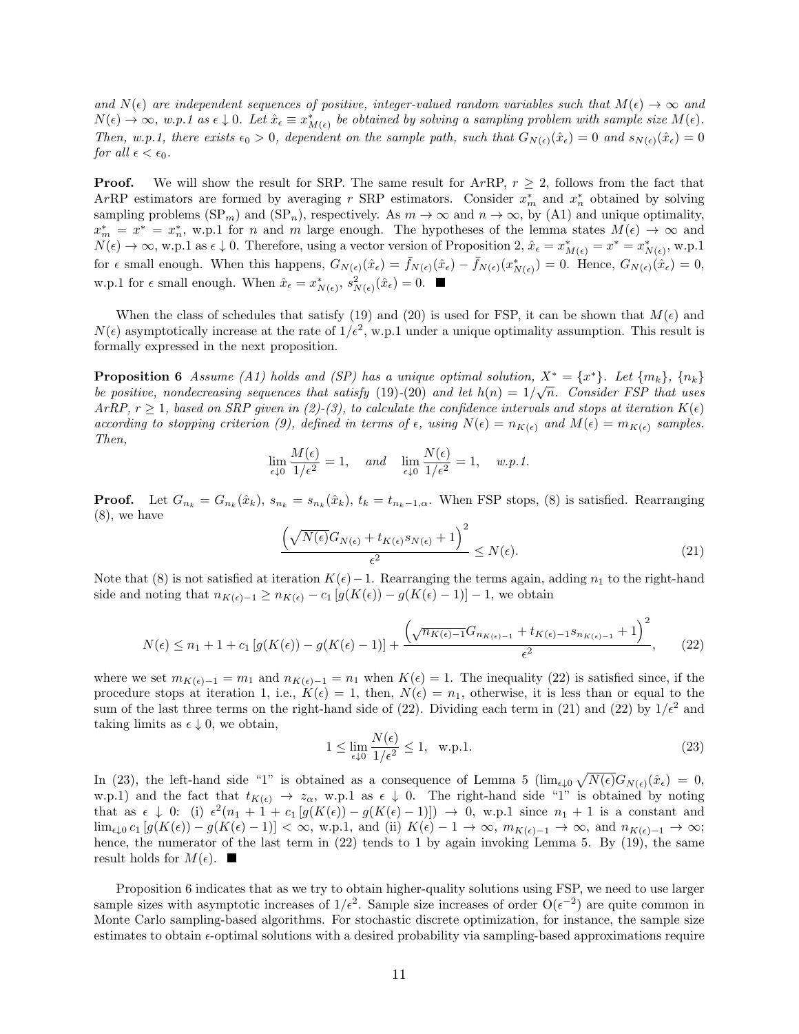*and* $N(\epsilon)$ *are independent sequences of positive, integer-valued random variables such that* $M(\epsilon) \to \infty$ *and* $N(\epsilon) \to \infty$*, w.p.1 as* $\epsilon \downarrow 0$*. Let* $\hat{x}_\epsilon \equiv x^*_{M(\epsilon)}$ *be obtained by solving a sampling problem with sample size* $M(\epsilon)$*. Then, w.p.1, there exists* $\epsilon_0 > 0$*, dependent on the sample path, such that* $G_{N(\epsilon)}(\hat{x}_\epsilon) = 0$ *and* $s_{N(\epsilon)}(\hat{x}_\epsilon) = 0$ *for all* $\epsilon < \epsilon_0$*.*

**Proof.** We will show the result for SRP. The same result for A$r$RP, $r \geq 2$, follows from the fact that A$r$RP estimators are formed by averaging $r$ SRP estimators. Consider $x^*_m$ and $x^*_n$ obtained by solving sampling problems (SP$_m$) and (SP$_n$), respectively. As $m \to \infty$ and $n \to \infty$, by (A1) and unique optimality, $x^*_m = x^* = x^*_n$, w.p.1 for $n$ and $m$ large enough. The hypotheses of the lemma states $M(\epsilon) \to \infty$ and $N(\epsilon) \to \infty$, w.p.1 as $\epsilon \downarrow 0$. Therefore, using a vector version of Proposition 2, $\hat{x}_\epsilon = x^*_{M(\epsilon)} = x^* = x^*_{N(\epsilon)}$, w.p.1 for $\epsilon$ small enough. When this happens, $G_{N(\epsilon)}(\hat{x}_\epsilon) = \bar{f}_{N(\epsilon)}(\hat{x}_\epsilon) - \bar{f}_{N(\epsilon)}(x^*_{N(\epsilon)}) = 0$. Hence, $G_{N(\epsilon)}(\hat{x}_\epsilon) = 0$, w.p.1 for $\epsilon$ small enough. When $\hat{x}_\epsilon = x^*_{N(\epsilon)}$, $s^2_{N(\epsilon)}(\hat{x}_\epsilon) = 0$. ■

When the class of schedules that satisfy (19) and (20) is used for FSP, it can be shown that $M(\epsilon)$ and $N(\epsilon)$ asymptotically increase at the rate of $1/\epsilon^2$, w.p.1 under a unique optimality assumption. This result is formally expressed in the next proposition.

**Proposition 6** *Assume (A1) holds and (SP) has a unique optimal solution,* $X^* = \{x^*\}$*. Let* $\{m_k\}$*,* $\{n_k\}$ *be positive, nondecreasing sequences that satisfy (19)-(20) and let* $h(n) = 1/\sqrt{n}$*. Consider FSP that uses A$r$RP,* $r \geq 1$*, based on SRP given in (2)-(3), to calculate the confidence intervals and stops at iteration* $K(\epsilon)$ *according to stopping criterion (9), defined in terms of* $\epsilon$*, using* $N(\epsilon) = n_{K(\epsilon)}$ *and* $M(\epsilon) = m_{K(\epsilon)}$ *samples. Then,*

$$\lim_{\epsilon \downarrow 0} \frac{M(\epsilon)}{1/\epsilon^2} = 1, \quad \textit{and} \quad \lim_{\epsilon \downarrow 0} \frac{N(\epsilon)}{1/\epsilon^2} = 1, \quad \textit{w.p.1.}$$

**Proof.** Let $G_{n_k} = G_{n_k}(\hat{x}_k)$, $s_{n_k} = s_{n_k}(\hat{x}_k)$, $t_k = t_{n_k-1,\alpha}$. When FSP stops, (8) is satisfied. Rearranging (8), we have

$$\frac{\left(\sqrt{N(\epsilon)}G_{N(\epsilon)} + t_{K(\epsilon)}s_{N(\epsilon)} + 1\right)^2}{\epsilon^2} \leq N(\epsilon). \tag{21}$$

Note that (8) is not satisfied at iteration $K(\epsilon) - 1$. Rearranging the terms again, adding $n_1$ to the right-hand side and noting that $n_{K(\epsilon)-1} \geq n_{K(\epsilon)} - c_1 [g(K(\epsilon)) - g(K(\epsilon) - 1)] - 1$, we obtain

$$N(\epsilon) \leq n_1 + 1 + c_1 [g(K(\epsilon)) - g(K(\epsilon) - 1)] + \frac{\left(\sqrt{n_{K(\epsilon)-1}}G_{n_{K(\epsilon)-1}} + t_{K(\epsilon)-1}s_{n_{K(\epsilon)-1}} + 1\right)^2}{\epsilon^2}, \tag{22}$$

where we set $m_{K(\epsilon)-1} = m_1$ and $n_{K(\epsilon)-1} = n_1$ when $K(\epsilon) = 1$. The inequality (22) is satisfied since, if the procedure stops at iteration 1, i.e., $K(\epsilon) = 1$, then, $N(\epsilon) = n_1$, otherwise, it is less than or equal to the sum of the last three terms on the right-hand side of (22). Dividing each term in (21) and (22) by $1/\epsilon^2$ and taking limits as $\epsilon \downarrow 0$, we obtain,

$$1 \leq \lim_{\epsilon \downarrow 0} \frac{N(\epsilon)}{1/\epsilon^2} \leq 1, \quad \text{w.p.1.} \tag{23}$$

In (23), the left-hand side "1" is obtained as a consequence of Lemma 5 ($\lim_{\epsilon \downarrow 0} \sqrt{N(\epsilon)}G_{N(\epsilon)}(\hat{x}_\epsilon) = 0$, w.p.1) and the fact that $t_{K(\epsilon)} \to z_\alpha$, w.p.1 as $\epsilon \downarrow 0$. The right-hand side "1" is obtained by noting that as $\epsilon \downarrow 0$: (i) $\epsilon^2(n_1 + 1 + c_1 [g(K(\epsilon)) - g(K(\epsilon) - 1)]) \to 0$, w.p.1 since $n_1 + 1$ is a constant and $\lim_{\epsilon \downarrow 0} c_1 [g(K(\epsilon)) - g(K(\epsilon) - 1)] < \infty$, w.p.1, and (ii) $K(\epsilon) - 1 \to \infty$, $m_{K(\epsilon)-1} \to \infty$, and $n_{K(\epsilon)-1} \to \infty$; hence, the numerator of the last term in (22) tends to 1 by again invoking Lemma 5. By (19), the same result holds for $M(\epsilon)$. ■

Proposition 6 indicates that as we try to obtain higher-quality solutions using FSP, we need to use larger sample sizes with asymptotic increases of $1/\epsilon^2$. Sample size increases of order $O(\epsilon^{-2})$ are quite common in Monte Carlo sampling-based algorithms. For stochastic discrete optimization, for instance, the sample size estimates to obtain $\epsilon$-optimal solutions with a desired probability via sampling-based approximations require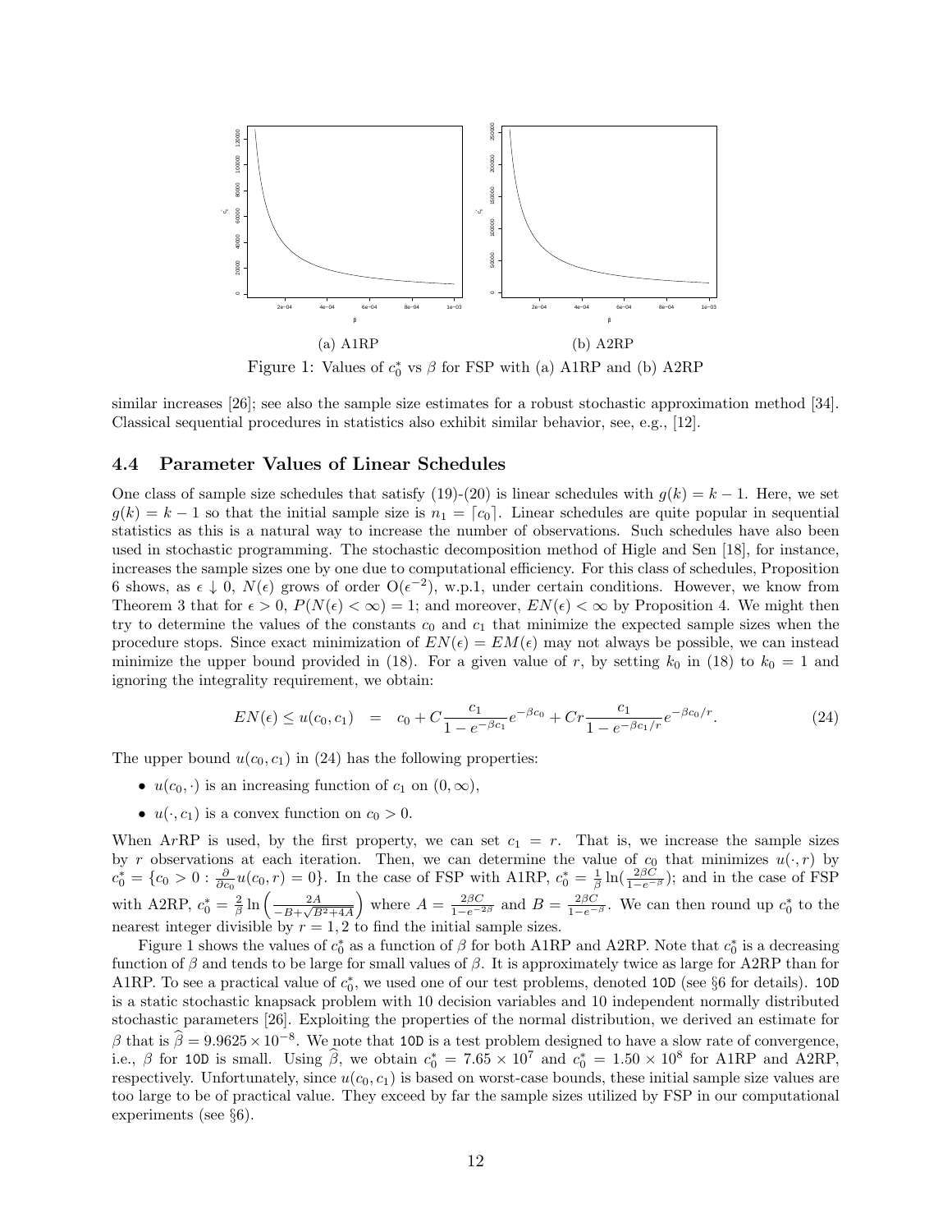(a) A1RP (b) A2RP

Figure 1: Values of $c_0^*$ vs $\beta$ for FSP with (a) A1RP and (b) A2RP

similar increases [26]; see also the sample size estimates for a robust stochastic approximation method [34]. Classical sequential procedures in statistics also exhibit similar behavior, see, e.g., [12].

### 4.4 Parameter Values of Linear Schedules

One class of sample size schedules that satisfy (19)-(20) is linear schedules with $g(k) = k - 1$. Here, we set $g(k) = k - 1$ so that the initial sample size is $n_1 = \lceil c_0 \rceil$. Linear schedules are quite popular in sequential statistics as this is a natural way to increase the number of observations. Such schedules have also been used in stochastic programming. The stochastic decomposition method of Higle and Sen [18], for instance, increases the sample sizes one by one due to computational efficiency. For this class of schedules, Proposition 6 shows, as $\epsilon \downarrow 0$, $N(\epsilon)$ grows of order $O(\epsilon^{-2})$, w.p.1, under certain conditions. However, we know from Theorem 3 that for $\epsilon > 0$, $P(N(\epsilon) < \infty) = 1$; and moreover, $EN(\epsilon) < \infty$ by Proposition 4. We might then try to determine the values of the constants $c_0$ and $c_1$ that minimize the expected sample sizes when the procedure stops. Since exact minimization of $EN(\epsilon) = EM(\epsilon)$ may not always be possible, we can instead minimize the upper bound provided in (18). For a given value of $r$, by setting $k_0$ in (18) to $k_0 = 1$ and ignoring the integrality requirement, we obtain:

$$EN(\epsilon) \leq u(c_0, c_1) \quad = \quad c_0 + C\frac{c_1}{1 - e^{-\beta c_1}}e^{-\beta c_0} + Cr\frac{c_1}{1 - e^{-\beta c_1/r}}e^{-\beta c_0/r}. \tag{24}$$

The upper bound $u(c_0, c_1)$ in (24) has the following properties:

- $u(c_0, \cdot)$ is an increasing function of $c_1$ on $(0, \infty)$,
- $u(\cdot, c_1)$ is a convex function on $c_0 > 0$.

When A$r$RP is used, by the first property, we can set $c_1 = r$. That is, we increase the sample sizes by $r$ observations at each iteration. Then, we can determine the value of $c_0$ that minimizes $u(\cdot, r)$ by $c_0^* = \{c_0 > 0 : \frac{\partial}{\partial c_0}u(c_0, r) = 0\}$. In the case of FSP with A1RP, $c_0^* = \frac{1}{\beta}\ln(\frac{2\beta C}{1-e^{-\beta}})$; and in the case of FSP with A2RP, $c_0^* = \frac{2}{\beta}\ln\left(\frac{2A}{-B+\sqrt{B^2+4A}}\right)$ where $A = \frac{2\beta C}{1-e^{-2\beta}}$ and $B = \frac{2\beta C}{1-e^{-\beta}}$. We can then round up $c_0^*$ to the nearest integer divisible by $r = 1, 2$ to find the initial sample sizes.

Figure 1 shows the values of $c_0^*$ as a function of $\beta$ for both A1RP and A2RP. Note that $c_0^*$ is a decreasing function of $\beta$ and tends to be large for small values of $\beta$. It is approximately twice as large for A2RP than for A1RP. To see a practical value of $c_0^*$, we used one of our test problems, denoted `10D` (see §6 for details). `10D` is a static stochastic knapsack problem with 10 decision variables and 10 independent normally distributed stochastic parameters [26]. Exploiting the properties of the normal distribution, we derived an estimate for $\beta$ that is $\widehat{\beta} = 9.9625 \times 10^{-8}$. We note that `10D` is a test problem designed to have a slow rate of convergence, i.e., $\beta$ for `10D` is small. Using $\widehat{\beta}$, we obtain $c_0^* = 7.65 \times 10^7$ and $c_0^* = 1.50 \times 10^8$ for A1RP and A2RP, respectively. Unfortunately, since $u(c_0, c_1)$ is based on worst-case bounds, these initial sample size values are too large to be of practical value. They exceed by far the sample sizes utilized by FSP in our computational experiments (see §6).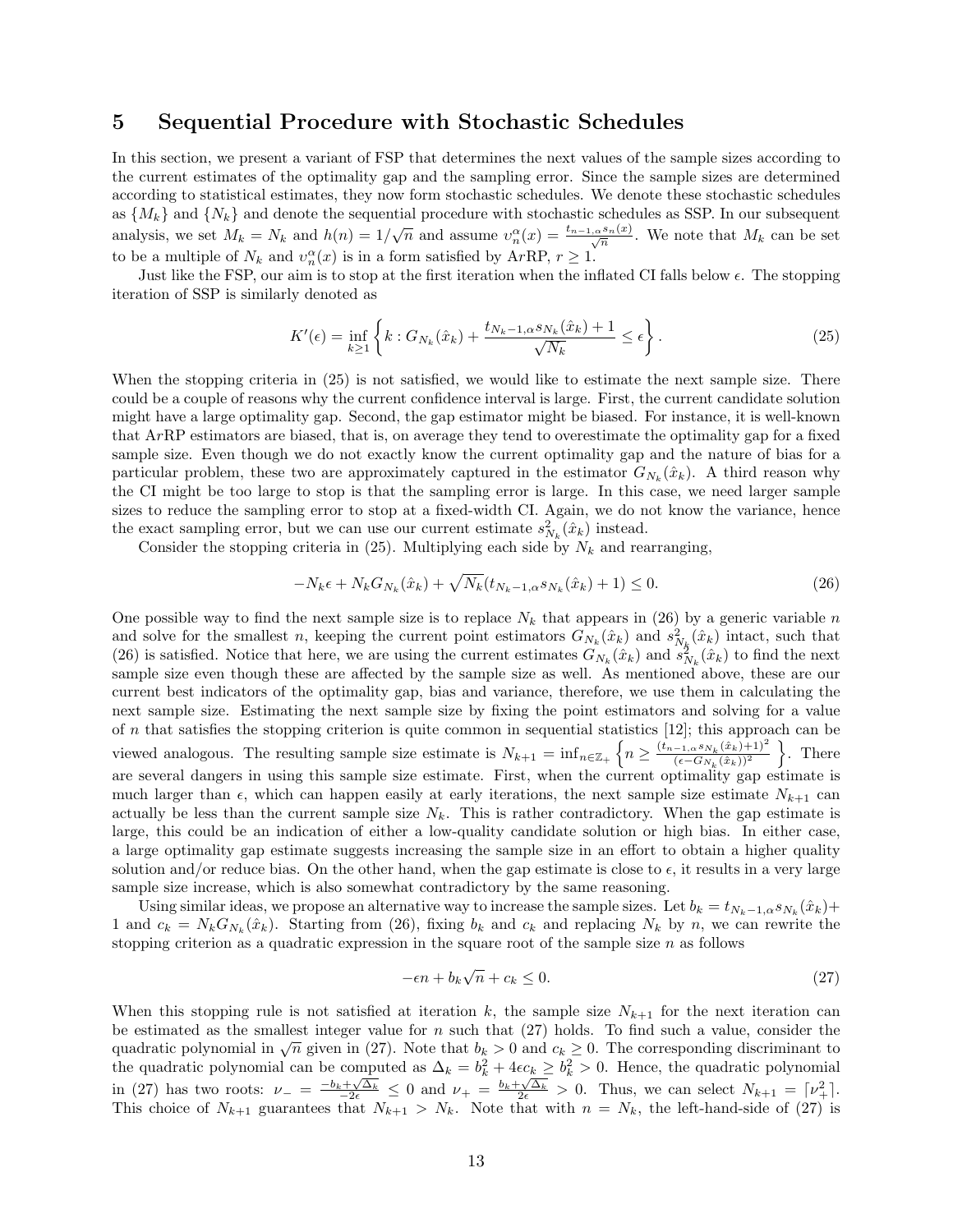## 5 Sequential Procedure with Stochastic Schedules

In this section, we present a variant of FSP that determines the next values of the sample sizes according to the current estimates of the optimality gap and the sampling error. Since the sample sizes are determined according to statistical estimates, they now form stochastic schedules. We denote these stochastic schedules as $\{M_k\}$ and $\{N_k\}$ and denote the sequential procedure with stochastic schedules as SSP. In our subsequent analysis, we set $M_k = N_k$ and $h(n) = 1/\sqrt{n}$ and assume $\upsilon_n^\alpha(x) = \frac{t_{n-1,\alpha} s_n(x)}{\sqrt{n}}$. We note that $M_k$ can be set to be a multiple of $N_k$ and $\upsilon_n^\alpha(x)$ is in a form satisfied by $A$rRP, $r \geq 1$.

Just like the FSP, our aim is to stop at the first iteration when the inflated CI falls below $\epsilon$. The stopping iteration of SSP is similarly denoted as

$$K'(\epsilon) = \inf_{k \geq 1} \left\{ k : G_{N_k}(\hat{x}_k) + \frac{t_{N_k-1,\alpha} s_{N_k}(\hat{x}_k) + 1}{\sqrt{N_k}} \leq \epsilon \right\}. \tag{25}$$

When the stopping criteria in (25) is not satisfied, we would like to estimate the next sample size. There could be a couple of reasons why the current confidence interval is large. First, the current candidate solution might have a large optimality gap. Second, the gap estimator might be biased. For instance, it is well-known that $A$rRP estimators are biased, that is, on average they tend to overestimate the optimality gap for a fixed sample size. Even though we do not exactly know the current optimality gap and the nature of bias for a particular problem, these two are approximately captured in the estimator $G_{N_k}(\hat{x}_k)$. A third reason why the CI might be too large to stop is that the sampling error is large. In this case, we need larger sample sizes to reduce the sampling error to stop at a fixed-width CI. Again, we do not know the variance, hence the exact sampling error, but we can use our current estimate $s^2_{N_k}(\hat{x}_k)$ instead.

Consider the stopping criteria in (25). Multiplying each side by $N_k$ and rearranging,

$$-N_k\epsilon + N_k G_{N_k}(\hat{x}_k) + \sqrt{N_k}(t_{N_k-1,\alpha} s_{N_k}(\hat{x}_k) + 1) \leq 0. \tag{26}$$

One possible way to find the next sample size is to replace $N_k$ that appears in (26) by a generic variable $n$ and solve for the smallest $n$, keeping the current point estimators $G_{N_k}(\hat{x}_k)$ and $s^2_{N_k}(\hat{x}_k)$ intact, such that (26) is satisfied. Notice that here, we are using the current estimates $G_{N_k}(\hat{x}_k)$ and $s^2_{N_k}(\hat{x}_k)$ to find the next sample size even though these are affected by the sample size as well. As mentioned above, these are our current best indicators of the optimality gap, bias and variance, therefore, we use them in calculating the next sample size. Estimating the next sample size by fixing the point estimators and solving for a value of $n$ that satisfies the stopping criterion is quite common in sequential statistics [12]; this approach can be viewed analogous. The resulting sample size estimate is $N_{k+1} = \inf_{n \in \mathbb{Z}_+} \left\{ n \geq \frac{(t_{n-1,\alpha} s_{N_k}(\hat{x}_k)+1)^2}{(\epsilon - G_{N_k}(\hat{x}_k))^2} \right\}$. There are several dangers in using this sample size estimate. First, when the current optimality gap estimate is much larger than $\epsilon$, which can happen easily at early iterations, the next sample size estimate $N_{k+1}$ can actually be less than the current sample size $N_k$. This is rather contradictory. When the gap estimate is large, this could be an indication of either a low-quality candidate solution or high bias. In either case, a large optimality gap estimate suggests increasing the sample size in an effort to obtain a higher quality solution and/or reduce bias. On the other hand, when the gap estimate is close to $\epsilon$, it results in a very large sample size increase, which is also somewhat contradictory by the same reasoning.

Using similar ideas, we propose an alternative way to increase the sample sizes. Let $b_k = t_{N_k-1,\alpha} s_{N_k}(\hat{x}_k) + 1$ and $c_k = N_k G_{N_k}(\hat{x}_k)$. Starting from (26), fixing $b_k$ and $c_k$ and replacing $N_k$ by $n$, we can rewrite the stopping criterion as a quadratic expression in the square root of the sample size $n$ as follows

$$-\epsilon n + b_k \sqrt{n} + c_k \leq 0. \tag{27}$$

When this stopping rule is not satisfied at iteration $k$, the sample size $N_{k+1}$ for the next iteration can be estimated as the smallest integer value for $n$ such that (27) holds. To find such a value, consider the quadratic polynomial in $\sqrt{n}$ given in (27). Note that $b_k > 0$ and $c_k \geq 0$. The corresponding discriminant to the quadratic polynomial can be computed as $\Delta_k = b_k^2 + 4\epsilon c_k \geq b_k^2 > 0$. Hence, the quadratic polynomial in (27) has two roots: $\nu_- = \frac{-b_k + \sqrt{\Delta_k}}{-2\epsilon} \leq 0$ and $\nu_+ = \frac{b_k + \sqrt{\Delta_k}}{2\epsilon} > 0$. Thus, we can select $N_{k+1} = \lceil \nu_+^2 \rceil$. This choice of $N_{k+1}$ guarantees that $N_{k+1} > N_k$. Note that with $n = N_k$, the left-hand-side of (27) is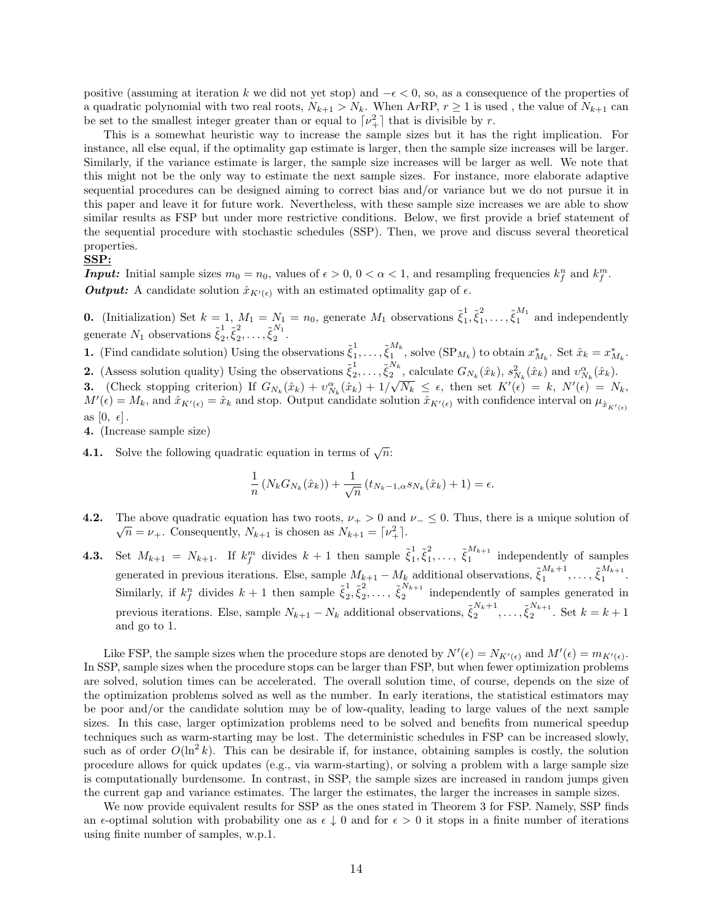positive (assuming at iteration $k$ we did not yet stop) and $-\epsilon < 0$, so, as a consequence of the properties of a quadratic polynomial with two real roots, $N_{k+1} > N_k$. When ArRP, $r \geq 1$ is used , the value of $N_{k+1}$ can be set to the smallest integer greater than or equal to $\lceil \nu_+^2 \rceil$ that is divisible by $r$.

This is a somewhat heuristic way to increase the sample sizes but it has the right implication. For instance, all else equal, if the optimality gap estimate is larger, then the sample size increases will be larger. Similarly, if the variance estimate is larger, the sample size increases will be larger as well. We note that this might not be the only way to estimate the next sample sizes. For instance, more elaborate adaptive sequential procedures can be designed aiming to correct bias and/or variance but we do not pursue it in this paper and leave it for future work. Nevertheless, with these sample size increases we are able to show similar results as FSP but under more restrictive conditions. Below, we first provide a brief statement of the sequential procedure with stochastic schedules (SSP). Then, we prove and discuss several theoretical properties.

**SSP:**

***Input:*** Initial sample sizes $m_0 = n_0$, values of $\epsilon > 0$, $0 < \alpha < 1$, and resampling frequencies $k_f^n$ and $k_f^m$.

***Output:*** A candidate solution $\hat{x}_{K'(\epsilon)}$ with an estimated optimality gap of $\epsilon$.

**0.** (Initialization) Set $k = 1$, $M_1 = N_1 = n_0$, generate $M_1$ observations $\tilde{\xi}_1^1, \tilde{\xi}_1^2, \ldots, \tilde{\xi}_1^{M_1}$ and independently generate $N_1$ observations $\tilde{\xi}_2^1, \tilde{\xi}_2^2, \ldots, \tilde{\xi}_2^{N_1}$.

**1.** (Find candidate solution) Using the observations $\tilde{\xi}_1^1, \ldots, \tilde{\xi}_1^{M_k}$, solve (SP$_{M_k}$) to obtain $x^*_{M_k}$. Set $\hat{x}_k = x^*_{M_k}$.

**2.** (Assess solution quality) Using the observations $\tilde{\xi}_2^1, \ldots, \tilde{\xi}_2^{N_k}$, calculate $G_{N_k}(\hat{x}_k)$, $s^2_{N_k}(\hat{x}_k)$ and $\upsilon^{\alpha}_{N_k}(\hat{x}_k)$.

**3.** (Check stopping criterion) If $G_{N_k}(\hat{x}_k) + \upsilon^{\alpha}_{N_k}(\hat{x}_k) + 1/\sqrt{N_k} \leq \epsilon$, then set $K'(\epsilon) = k$, $N'(\epsilon) = N_k$, $M'(\epsilon) = M_k$, and $\hat{x}_{K'(\epsilon)} = \hat{x}_k$ and stop. Output candidate solution $\hat{x}_{K'(\epsilon)}$ with confidence interval on $\mu_{\hat{x}_{K'(\epsilon)}}$ as $[0,\ \epsilon]$.

**4.** (Increase sample size)

**4.1.** Solve the following quadratic equation in terms of $\sqrt{n}$:

$$\frac{1}{n}\left(N_k G_{N_k}(\hat{x}_k)\right) + \frac{1}{\sqrt{n}}\left(t_{N_k-1,\alpha} s_{N_k}(\hat{x}_k) + 1\right) = \epsilon.$$

**4.2.** The above quadratic equation has two roots, $\nu_+ > 0$ and $\nu_- \leq 0$. Thus, there is a unique solution of $\sqrt{n} = \nu_+$. Consequently, $N_{k+1}$ is chosen as $N_{k+1} = \lceil \nu_+^2 \rceil$.

**4.3.** Set $M_{k+1} = N_{k+1}$. If $k_f^m$ divides $k+1$ then sample $\tilde{\xi}_1^1, \tilde{\xi}_1^2, \ldots, \tilde{\xi}_1^{M_{k+1}}$ independently of samples generated in previous iterations. Else, sample $M_{k+1} - M_k$ additional observations, $\tilde{\xi}_1^{M_k+1}, \ldots, \tilde{\xi}_1^{M_{k+1}}$. Similarly, if $k_f^n$ divides $k+1$ then sample $\tilde{\xi}_2^1, \tilde{\xi}_2^2, \ldots, \tilde{\xi}_2^{N_{k+1}}$ independently of samples generated in previous iterations. Else, sample $N_{k+1} - N_k$ additional observations, $\tilde{\xi}_2^{N_k+1}, \ldots, \tilde{\xi}_2^{N_{k+1}}$. Set $k = k+1$ and go to 1.

Like FSP, the sample sizes when the procedure stops are denoted by $N'(\epsilon) = N_{K'(\epsilon)}$ and $M'(\epsilon) = m_{K'(\epsilon)}$. In SSP, sample sizes when the procedure stops can be larger than FSP, but when fewer optimization problems are solved, solution times can be accelerated. The overall solution time, of course, depends on the size of the optimization problems solved as well as the number. In early iterations, the statistical estimators may be poor and/or the candidate solution may be of low-quality, leading to large values of the next sample sizes. In this case, larger optimization problems need to be solved and benefits from numerical speedup techniques such as warm-starting may be lost. The deterministic schedules in FSP can be increased slowly, such as of order $O(\ln^2 k)$. This can be desirable if, for instance, obtaining samples is costly, the solution procedure allows for quick updates (e.g., via warm-starting), or solving a problem with a large sample size is computationally burdensome. In contrast, in SSP, the sample sizes are increased in random jumps given the current gap and variance estimates. The larger the estimates, the larger the increases in sample sizes.

We now provide equivalent results for SSP as the ones stated in Theorem 3 for FSP. Namely, SSP finds an $\epsilon$-optimal solution with probability one as $\epsilon \downarrow 0$ and for $\epsilon > 0$ it stops in a finite number of iterations using finite number of samples, w.p.1.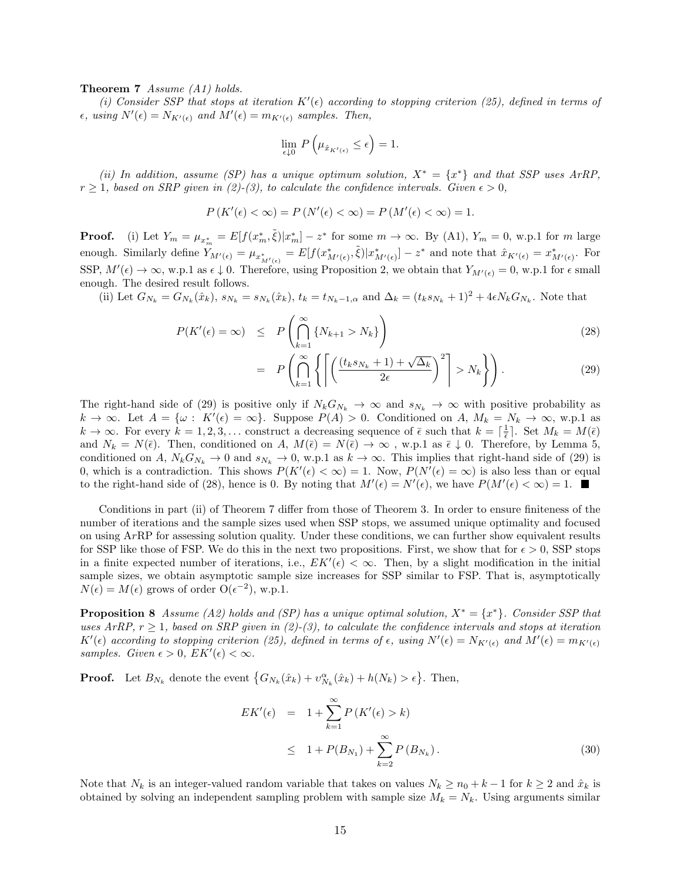**Theorem 7** *Assume (A1) holds.*

*(i) Consider SSP that stops at iteration $K'(\epsilon)$ according to stopping criterion (25), defined in terms of $\epsilon$, using $N'(\epsilon) = N_{K'(\epsilon)}$ and $M'(\epsilon) = m_{K'(\epsilon)}$ samples. Then,*

$$\lim_{\epsilon \downarrow 0} P\left(\mu_{\hat{x}_{K'(\epsilon)}} \leq \epsilon\right) = 1.$$

*(ii) In addition, assume (SP) has a unique optimum solution, $X^* = \{x^*\}$ and that SSP uses ArRP, $r \geq 1$, based on SRP given in (2)-(3), to calculate the confidence intervals. Given $\epsilon > 0$,*

$$P\left(K'(\epsilon) < \infty\right) = P\left(N'(\epsilon) < \infty\right) = P\left(M'(\epsilon) < \infty\right) = 1.$$

**Proof.** (i) Let $Y_m = \mu_{x^*_m} = E[f(x^*_m, \tilde{\xi})|x^*_m] - z^*$ for some $m \to \infty$. By (A1), $Y_m = 0$, w.p.1 for $m$ large enough. Similarly define $Y_{M'(\epsilon)} = \mu_{x^*_{M'(\epsilon)}} = E[f(x^*_{M'(\epsilon)}, \tilde{\xi})|x^*_{M'(\epsilon)}] - z^*$ and note that $\hat{x}_{K'(\epsilon)} = x^*_{M'(\epsilon)}$. For SSP, $M'(\epsilon) \to \infty$, w.p.1 as $\epsilon \downarrow 0$. Therefore, using Proposition 2, we obtain that $Y_{M'(\epsilon)} = 0$, w.p.1 for $\epsilon$ small enough. The desired result follows.

(ii) Let $G_{N_k} = G_{N_k}(\hat{x}_k)$, $s_{N_k} = s_{N_k}(\hat{x}_k)$, $t_k = t_{N_k-1,\alpha}$ and $\Delta_k = (t_k s_{N_k} + 1)^2 + 4\epsilon N_k G_{N_k}$. Note that

$$\begin{aligned} P(K'(\epsilon) = \infty) &\leq P\left(\bigcap_{k=1}^{\infty} \{N_{k+1} > N_k\}\right) & (28) \\ &= P\left(\bigcap_{k=1}^{\infty} \left\{\left\lceil \left(\frac{(t_k s_{N_k} + 1) + \sqrt{\Delta_k}}{2\epsilon}\right)^2 \right\rceil > N_k \right\}\right). & (29) \end{aligned}$$

The right-hand side of (29) is positive only if $N_k G_{N_k} \to \infty$ and $s_{N_k} \to \infty$ with positive probability as $k \to \infty$. Let $A = \{\omega : K'(\epsilon) = \infty\}$. Suppose $P(A) > 0$. Conditioned on $A$, $M_k = N_k \to \infty$, w.p.1 as $k \to \infty$. For every $k = 1, 2, 3, \ldots$ construct a decreasing sequence of $\bar{\epsilon}$ such that $k = \lceil \frac{1}{\bar{\epsilon}} \rceil$. Set $M_k = M(\bar{\epsilon})$ and $N_k = N(\bar{\epsilon})$. Then, conditioned on $A$, $M(\bar{\epsilon}) = N(\bar{\epsilon}) \to \infty$ , w.p.1 as $\bar{\epsilon} \downarrow 0$. Therefore, by Lemma 5, conditioned on $A$, $N_k G_{N_k} \to 0$ and $s_{N_k} \to 0$, w.p.1 as $k \to \infty$. This implies that right-hand side of (29) is 0, which is a contradiction. This shows $P(K'(\epsilon) < \infty) = 1$. Now, $P(N'(\epsilon) = \infty)$ is also less than or equal to the right-hand side of (28), hence is 0. By noting that $M'(\epsilon) = N'(\epsilon)$, we have $P(M'(\epsilon) < \infty) = 1$. ■

Conditions in part (ii) of Theorem 7 differ from those of Theorem 3. In order to ensure finiteness of the number of iterations and the sample sizes used when SSP stops, we assumed unique optimality and focused on using ArRP for assessing solution quality. Under these conditions, we can further show equivalent results for SSP like those of FSP. We do this in the next two propositions. First, we show that for $\epsilon > 0$, SSP stops in a finite expected number of iterations, i.e., $EK'(\epsilon) < \infty$. Then, by a slight modification in the initial sample sizes, we obtain asymptotic sample size increases for SSP similar to FSP. That is, asymptotically $N(\epsilon) = M(\epsilon)$ grows of order $O(\epsilon^{-2})$, w.p.1.

**Proposition 8** *Assume (A2) holds and (SP) has a unique optimal solution, $X^* = \{x^*\}$. Consider SSP that uses ArRP, $r \geq 1$, based on SRP given in (2)-(3), to calculate the confidence intervals and stops at iteration $K'(\epsilon)$ according to stopping criterion (25), defined in terms of $\epsilon$, using $N'(\epsilon) = N_{K'(\epsilon)}$ and $M'(\epsilon) = m_{K'(\epsilon)}$ samples. Given $\epsilon > 0$, $EK'(\epsilon) < \infty$.*

**Proof.** Let $B_{N_k}$ denote the event $\left\{G_{N_k}(\hat{x}_k) + \upsilon^{\alpha}_{N_k}(\hat{x}_k) + h(N_k) > \epsilon\right\}$. Then,

$$\begin{aligned} EK'(\epsilon) &= 1 + \sum_{k=1}^{\infty} P\left(K'(\epsilon) > k\right) \\ &\leq 1 + P(B_{N_1}) + \sum_{k=2}^{\infty} P\left(B_{N_k}\right). & (30) \end{aligned}$$

Note that $N_k$ is an integer-valued random variable that takes on values $N_k \geq n_0 + k - 1$ for $k \geq 2$ and $\hat{x}_k$ is obtained by solving an independent sampling problem with sample size $M_k = N_k$. Using arguments similar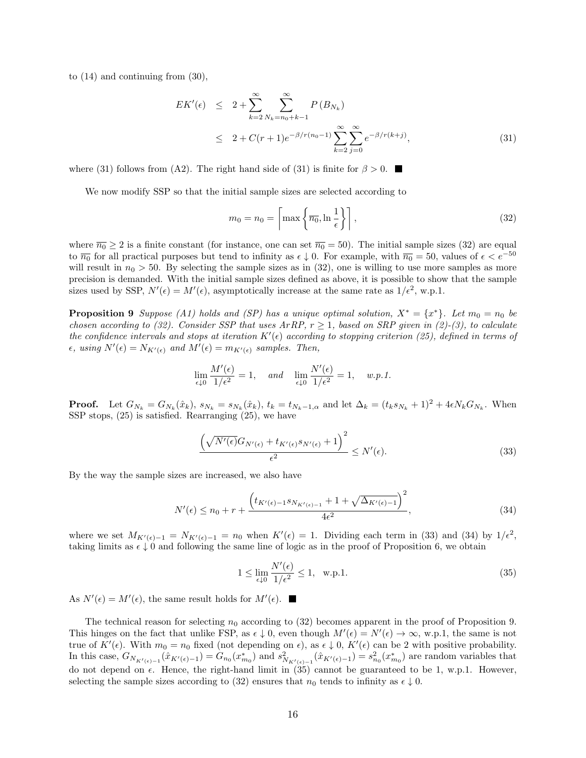to (14) and continuing from (30),

$$
\begin{aligned}
EK'(\epsilon) &\leq 2 + \sum_{k=2}^{\infty} \sum_{N_k=n_0+k-1}^{\infty} P(B_{N_k}) \\
&\leq 2 + C(r+1)e^{-\beta/r(n_0-1)} \sum_{k=2}^{\infty} \sum_{j=0}^{\infty} e^{-\beta/r(k+j)}, \qquad (31)
\end{aligned}
$$

where (31) follows from (A2). The right hand side of (31) is finite for $\beta > 0$. ■

We now modify SSP so that the initial sample sizes are selected according to

$$
m_0 = n_0 = \left\lceil \max\left\{ \overline{n_0}, \ln \frac{1}{\epsilon} \right\} \right\rceil, \qquad (32)
$$

where $\overline{n_0} \geq 2$ is a finite constant (for instance, one can set $\overline{n_0} = 50$). The initial sample sizes (32) are equal to $\overline{n_0}$ for all practical purposes but tend to infinity as $\epsilon \downarrow 0$. For example, with $\overline{n_0} = 50$, values of $\epsilon < e^{-50}$ will result in $n_0 > 50$. By selecting the sample sizes as in (32), one is willing to use more samples as more precision is demanded. With the initial sample sizes defined as above, it is possible to show that the sample sizes used by SSP, $N'(\epsilon) = M'(\epsilon)$, asymptotically increase at the same rate as $1/\epsilon^2$, w.p.1.

**Proposition 9** *Suppose (A1) holds and (SP) has a unique optimal solution, $X^* = \{x^*\}$. Let $m_0 = n_0$ be chosen according to (32). Consider SSP that uses ArRP, $r \geq 1$, based on SRP given in (2)-(3), to calculate the confidence intervals and stops at iteration $K'(\epsilon)$ according to stopping criterion (25), defined in terms of $\epsilon$, using $N'(\epsilon) = N_{K'(\epsilon)}$ and $M'(\epsilon) = m_{K'(\epsilon)}$ samples. Then,*

$$
\lim_{\epsilon \downarrow 0} \frac{M'(\epsilon)}{1/\epsilon^2} = 1, \quad \textit{and} \quad \lim_{\epsilon \downarrow 0} \frac{N'(\epsilon)}{1/\epsilon^2} = 1, \quad \textit{w.p.1.}
$$

**Proof.** Let $G_{N_k} = G_{N_k}(\hat{x}_k)$, $s_{N_k} = s_{N_k}(\hat{x}_k)$, $t_k = t_{N_k-1,\alpha}$ and let $\Delta_k = (t_k s_{N_k} + 1)^2 + 4\epsilon N_k G_{N_k}$. When SSP stops, (25) is satisfied. Rearranging (25), we have

$$
\frac{\left(\sqrt{N'(\epsilon)} G_{N'(\epsilon)} + t_{K'(\epsilon)} s_{N'(\epsilon)} + 1\right)^2}{\epsilon^2} \leq N'(\epsilon). \qquad (33)
$$

By the way the sample sizes are increased, we also have

$$
N'(\epsilon) \leq n_0 + r + \frac{\left(t_{K'(\epsilon)-1} s_{N_{K'(\epsilon)-1}} + 1 + \sqrt{\Delta_{K'(\epsilon)-1}}\right)^2}{4\epsilon^2}, \qquad (34)
$$

where we set $M_{K'(\epsilon)-1} = N_{K'(\epsilon)-1} = n_0$ when $K'(\epsilon) = 1$. Dividing each term in (33) and (34) by $1/\epsilon^2$, taking limits as $\epsilon \downarrow 0$ and following the same line of logic as in the proof of Proposition 6, we obtain

$$
1 \leq \lim_{\epsilon \downarrow 0} \frac{N'(\epsilon)}{1/\epsilon^2} \leq 1, \quad \text{w.p.1.} \qquad (35)
$$

As $N'(\epsilon) = M'(\epsilon)$, the same result holds for $M'(\epsilon)$. ■

The technical reason for selecting $n_0$ according to (32) becomes apparent in the proof of Proposition 9. This hinges on the fact that unlike FSP, as $\epsilon \downarrow 0$, even though $M'(\epsilon) = N'(\epsilon) \to \infty$, w.p.1, the same is not true of $K'(\epsilon)$. With $m_0 = n_0$ fixed (not depending on $\epsilon$), as $\epsilon \downarrow 0$, $K'(\epsilon)$ can be 2 with positive probability. In this case, $G_{N_{K'(\epsilon)-1}}(\hat{x}_{K'(\epsilon)-1}) = G_{n_0}(x^*_{m_0})$ and $s^2_{N_{K'(\epsilon)-1}}(\hat{x}_{K'(\epsilon)-1}) = s^2_{n_0}(x^*_{m_0})$ are random variables that do not depend on $\epsilon$. Hence, the right-hand limit in (35) cannot be guaranteed to be 1, w.p.1. However, selecting the sample sizes according to (32) ensures that $n_0$ tends to infinity as $\epsilon \downarrow 0$.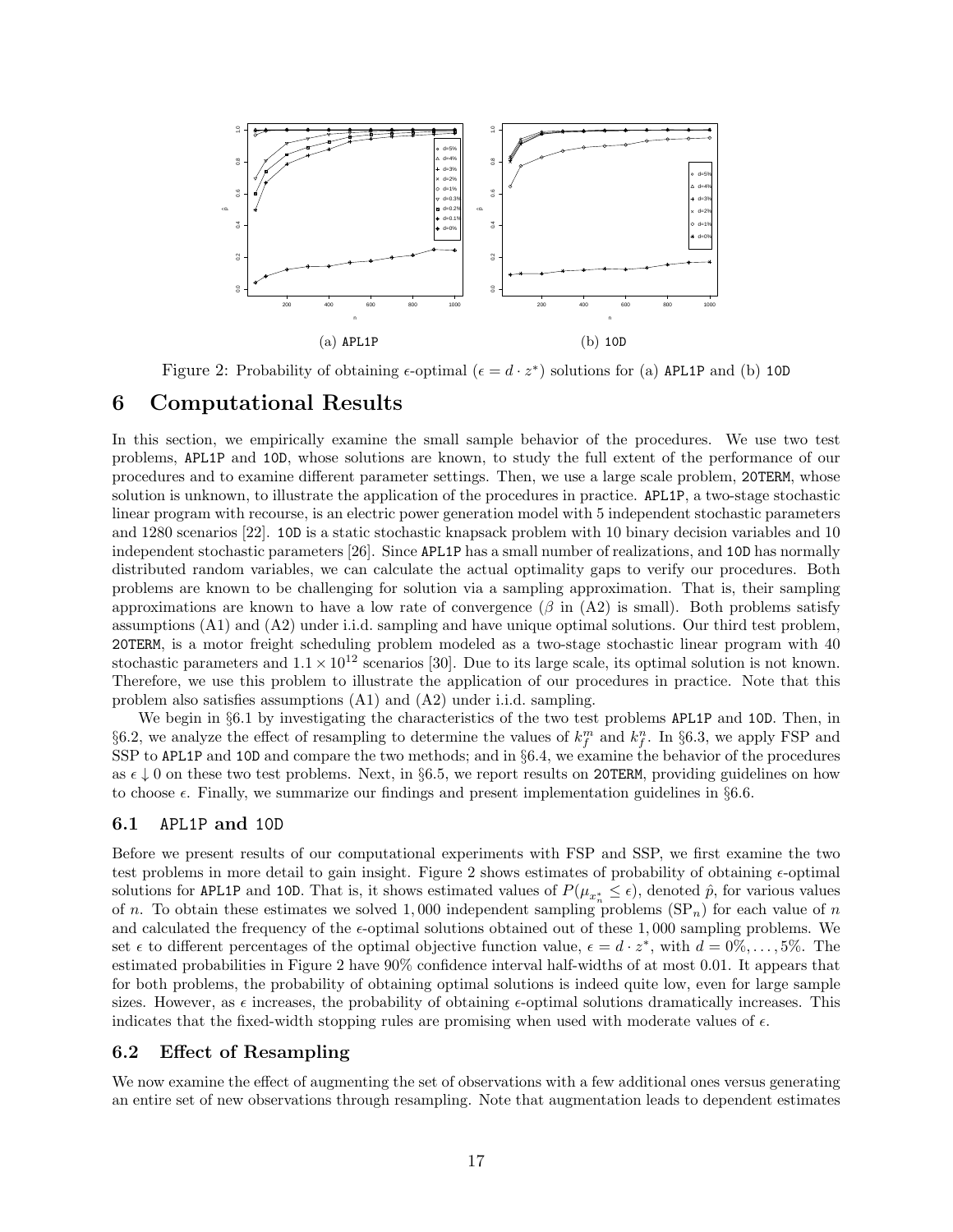(a) APL1P (b) 10D

Figure 2: Probability of obtaining $\epsilon$-optimal ($\epsilon = d \cdot z^*$) solutions for (a) APL1P and (b) 10D

# 6 Computational Results

In this section, we empirically examine the small sample behavior of the procedures. We use two test problems, APL1P and 10D, whose solutions are known, to study the full extent of the performance of our procedures and to examine different parameter settings. Then, we use a large scale problem, 20TERM, whose solution is unknown, to illustrate the application of the procedures in practice. APL1P, a two-stage stochastic linear program with recourse, is an electric power generation model with 5 independent stochastic parameters and 1280 scenarios [22]. 10D is a static stochastic knapsack problem with 10 binary decision variables and 10 independent stochastic parameters [26]. Since APL1P has a small number of realizations, and 10D has normally distributed random variables, we can calculate the actual optimality gaps to verify our procedures. Both problems are known to be challenging for solution via a sampling approximation. That is, their sampling approximations are known to have a low rate of convergence ($\beta$ in (A2) is small). Both problems satisfy assumptions (A1) and (A2) under i.i.d. sampling and have unique optimal solutions. Our third test problem, 20TERM, is a motor freight scheduling problem modeled as a two-stage stochastic linear program with 40 stochastic parameters and $1.1 \times 10^{12}$ scenarios [30]. Due to its large scale, its optimal solution is not known. Therefore, we use this problem to illustrate the application of our procedures in practice. Note that this problem also satisfies assumptions (A1) and (A2) under i.i.d. sampling.

We begin in §6.1 by investigating the characteristics of the two test problems APL1P and 10D. Then, in §6.2, we analyze the effect of resampling to determine the values of $k_f^m$ and $k_f^n$. In §6.3, we apply FSP and SSP to APL1P and 10D and compare the two methods; and in §6.4, we examine the behavior of the procedures as $\epsilon \downarrow 0$ on these two test problems. Next, in §6.5, we report results on 20TERM, providing guidelines on how to choose $\epsilon$. Finally, we summarize our findings and present implementation guidelines in §6.6.

## 6.1 APL1P and 10D

Before we present results of our computational experiments with FSP and SSP, we first examine the two test problems in more detail to gain insight. Figure 2 shows estimates of probability of obtaining $\epsilon$-optimal solutions for APL1P and 10D. That is, it shows estimated values of $P(\mu_{x_n^*} \leq \epsilon)$, denoted $\hat{p}$, for various values of $n$. To obtain these estimates we solved 1,000 independent sampling problems (SP$_n$) for each value of $n$ and calculated the frequency of the $\epsilon$-optimal solutions obtained out of these 1,000 sampling problems. We set $\epsilon$ to different percentages of the optimal objective function value, $\epsilon = d \cdot z^*$, with $d = 0\%, \ldots, 5\%$. The estimated probabilities in Figure 2 have 90% confidence interval half-widths of at most 0.01. It appears that for both problems, the probability of obtaining optimal solutions is indeed quite low, even for large sample sizes. However, as $\epsilon$ increases, the probability of obtaining $\epsilon$-optimal solutions dramatically increases. This indicates that the fixed-width stopping rules are promising when used with moderate values of $\epsilon$.

## 6.2 Effect of Resampling

We now examine the effect of augmenting the set of observations with a few additional ones versus generating an entire set of new observations through resampling. Note that augmentation leads to dependent estimates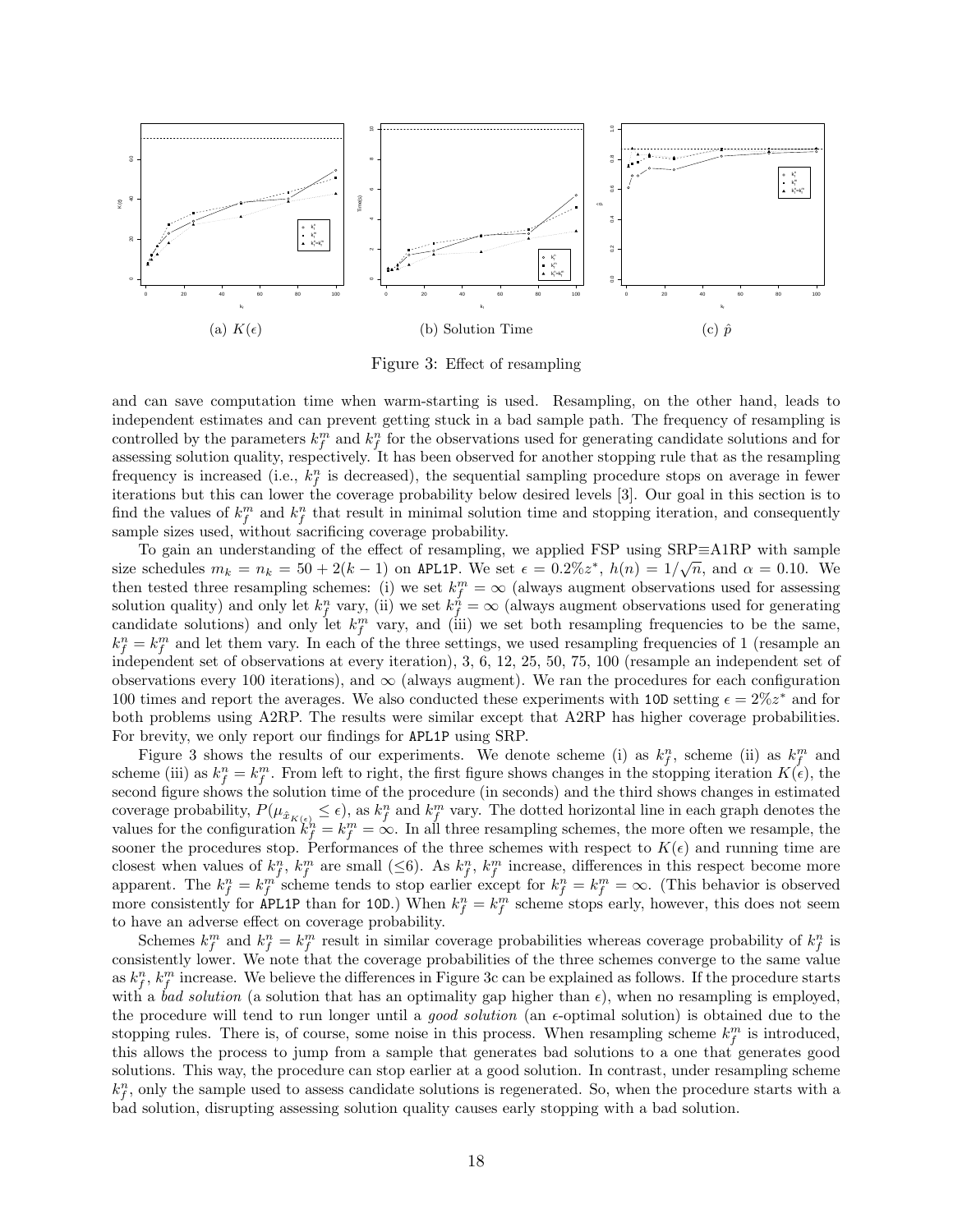(a) $K(\epsilon)$

(b) Solution Time

(c) $\hat{p}$

Figure 3: Effect of resampling

and can save computation time when warm-starting is used. Resampling, on the other hand, leads to independent estimates and can prevent getting stuck in a bad sample path. The frequency of resampling is controlled by the parameters $k_f^m$ and $k_f^n$ for the observations used for generating candidate solutions and for assessing solution quality, respectively. It has been observed for another stopping rule that as the resampling frequency is increased (i.e., $k_f^n$ is decreased), the sequential sampling procedure stops on average in fewer iterations but this can lower the coverage probability below desired levels [3]. Our goal in this section is to find the values of $k_f^m$ and $k_f^n$ that result in minimal solution time and stopping iteration, and consequently sample sizes used, without sacrificing coverage probability.

To gain an understanding of the effect of resampling, we applied FSP using SRP≡A1RP with sample size schedules $m_k = n_k = 50 + 2(k-1)$ on APL1P. We set $\epsilon = 0.2\%z^*$, $h(n) = 1/\sqrt{n}$, and $\alpha = 0.10$. We then tested three resampling schemes: (i) we set $k_f^m = \infty$ (always augment observations used for assessing solution quality) and only let $k_f^n$ vary, (ii) we set $k_f^n = \infty$ (always augment observations used for generating candidate solutions) and only let $k_f^m$ vary, and (iii) we set both resampling frequencies to be the same, $k_f^n = k_f^m$ and let them vary. In each of the three settings, we used resampling frequencies of 1 (resample an independent set of observations at every iteration), 3, 6, 12, 25, 50, 75, 100 (resample an independent set of observations every 100 iterations), and $\infty$ (always augment). We ran the procedures for each configuration 100 times and report the averages. We also conducted these experiments with 10D setting $\epsilon = 2\%z^*$ and for both problems using A2RP. The results were similar except that A2RP has higher coverage probabilities. For brevity, we only report our findings for APL1P using SRP.

Figure 3 shows the results of our experiments. We denote scheme (i) as $k_f^n$, scheme (ii) as $k_f^m$ and scheme (iii) as $k_f^n = k_f^m$. From left to right, the first figure shows changes in the stopping iteration $K(\epsilon)$, the second figure shows the solution time of the procedure (in seconds) and the third shows changes in estimated coverage probability, $P(\mu_{\hat{x}_{K(\epsilon)}} \leq \epsilon)$, as $k_f^n$ and $k_f^m$ vary. The dotted horizontal line in each graph denotes the values for the configuration $k_f^n = k_f^m = \infty$. In all three resampling schemes, the more often we resample, the sooner the procedures stop. Performances of the three schemes with respect to $K(\epsilon)$ and running time are closest when values of $k_f^n$, $k_f^m$ are small ($\leq$6). As $k_f^n$, $k_f^m$ increase, differences in this respect become more apparent. The $k_f^n = k_f^m$ scheme tends to stop earlier except for $k_f^n = k_f^m = \infty$. (This behavior is observed more consistently for APL1P than for 10D.) When $k_f^n = k_f^m$ scheme stops early, however, this does not seem to have an adverse effect on coverage probability.

Schemes $k_f^m$ and $k_f^n = k_f^m$ result in similar coverage probabilities whereas coverage probability of $k_f^n$ is consistently lower. We note that the coverage probabilities of the three schemes converge to the same value as $k_f^n$, $k_f^m$ increase. We believe the differences in Figure 3c can be explained as follows. If the procedure starts with a *bad solution* (a solution that has an optimality gap higher than $\epsilon$), when no resampling is employed, the procedure will tend to run longer until a *good solution* (an $\epsilon$-optimal solution) is obtained due to the stopping rules. There is, of course, some noise in this process. When resampling scheme $k_f^m$ is introduced, this allows the process to jump from a sample that generates bad solutions to a one that generates good solutions. This way, the procedure can stop earlier at a good solution. In contrast, under resampling scheme $k_f^n$, only the sample used to assess candidate solutions is regenerated. So, when the procedure starts with a bad solution, disrupting assessing solution quality causes early stopping with a bad solution.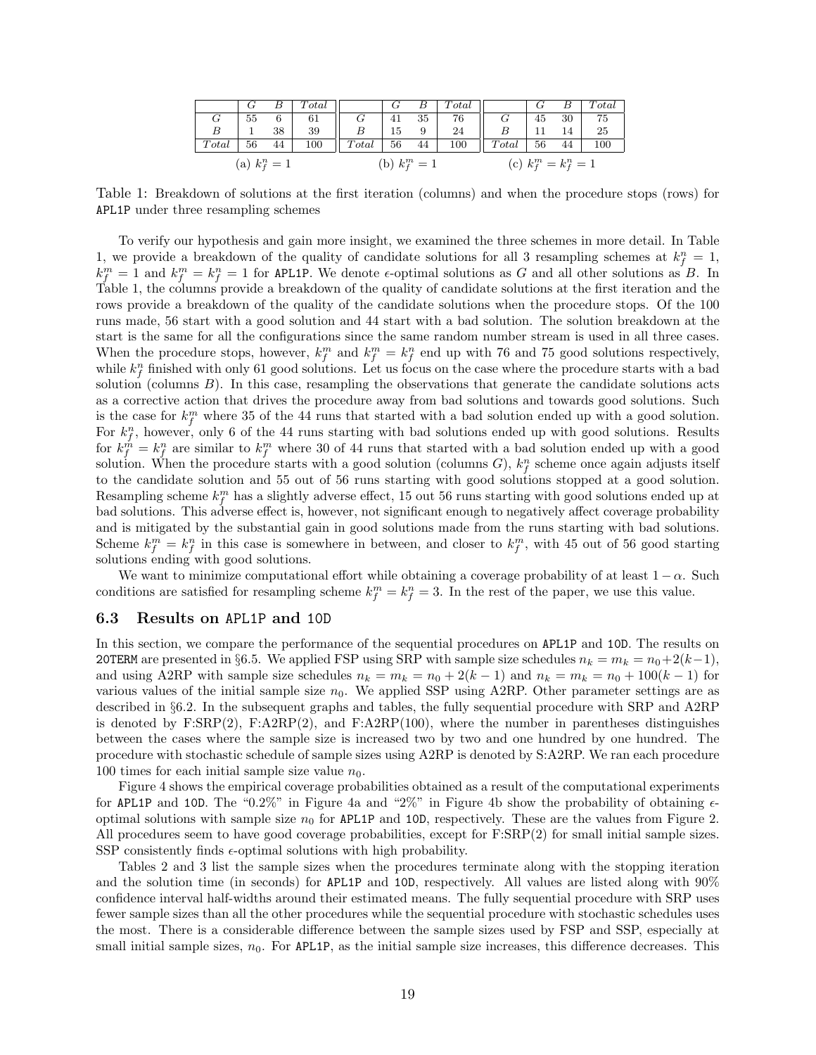|  | $G$ | $B$ | $Total$ |
|---|---|---|---|
| $G$ | 55 | 6 | 61 |
| $B$ | 1 | 38 | 39 |
| $Total$ | 56 | 44 | 100 |

(a) $k_f^n = 1$

|  | $G$ | $B$ | $Total$ |
|---|---|---|---|
| $G$ | 41 | 35 | 76 |
| $B$ | 15 | 9 | 24 |
| $Total$ | 56 | 44 | 100 |

(b) $k_f^m = 1$

|  | $G$ | $B$ | $Total$ |
|---|---|---|---|
| $G$ | 45 | 30 | 75 |
| $B$ | 11 | 14 | 25 |
| $Total$ | 56 | 44 | 100 |

(c) $k_f^m = k_f^n = 1$

Table 1: Breakdown of solutions at the first iteration (columns) and when the procedure stops (rows) for APL1P under three resampling schemes

To verify our hypothesis and gain more insight, we examined the three schemes in more detail. In Table 1, we provide a breakdown of the quality of candidate solutions for all 3 resampling schemes at $k_f^n = 1$, $k_f^m = 1$ and $k_f^m = k_f^n = 1$ for APL1P. We denote $\epsilon$-optimal solutions as $G$ and all other solutions as $B$. In Table 1, the columns provide a breakdown of the quality of candidate solutions at the first iteration and the rows provide a breakdown of the quality of the candidate solutions when the procedure stops. Of the 100 runs made, 56 start with a good solution and 44 start with a bad solution. The solution breakdown at the start is the same for all the configurations since the same random number stream is used in all three cases. When the procedure stops, however, $k_f^m$ and $k_f^m = k_f^n$ end up with 76 and 75 good solutions respectively, while $k_f^n$ finished with only 61 good solutions. Let us focus on the case where the procedure starts with a bad solution (columns $B$). In this case, resampling the observations that generate the candidate solutions acts as a corrective action that drives the procedure away from bad solutions and towards good solutions. Such is the case for $k_f^m$ where 35 of the 44 runs that started with a bad solution ended up with a good solution. For $k_f^n$, however, only 6 of the 44 runs starting with bad solutions ended up with good solutions. Results for $k_f^m = k_f^n$ are similar to $k_f^m$ where 30 of 44 runs that started with a bad solution ended up with a good solution. When the procedure starts with a good solution (columns $G$), $k_f^n$ scheme once again adjusts itself to the candidate solution and 55 out of 56 runs starting with good solutions stopped at a good solution. Resampling scheme $k_f^m$ has a slightly adverse effect, 15 out 56 runs starting with good solutions ended up at bad solutions. This adverse effect is, however, not significant enough to negatively affect coverage probability and is mitigated by the substantial gain in good solutions made from the runs starting with bad solutions. Scheme $k_f^m = k_f^n$ in this case is somewhere in between, and closer to $k_f^m$, with 45 out of 56 good starting solutions ending with good solutions.

We want to minimize computational effort while obtaining a coverage probability of at least $1 - \alpha$. Such conditions are satisfied for resampling scheme $k_f^m = k_f^n = 3$. In the rest of the paper, we use this value.

### 6.3 Results on APL1P and 10D

In this section, we compare the performance of the sequential procedures on APL1P and 10D. The results on 20TERM are presented in §6.5. We applied FSP using SRP with sample size schedules $n_k = m_k = n_0 + 2(k-1)$, and using A2RP with sample size schedules $n_k = m_k = n_0 + 2(k-1)$ and $n_k = m_k = n_0 + 100(k-1)$ for various values of the initial sample size $n_0$. We applied SSP using A2RP. Other parameter settings are as described in §6.2. In the subsequent graphs and tables, the fully sequential procedure with SRP and A2RP is denoted by F:SRP(2), F:A2RP(2), and F:A2RP(100), where the number in parentheses distinguishes between the cases where the sample size is increased two by two and one hundred by one hundred. The procedure with stochastic schedule of sample sizes using A2RP is denoted by S:A2RP. We ran each procedure 100 times for each initial sample size value $n_0$.

Figure 4 shows the empirical coverage probabilities obtained as a result of the computational experiments for APL1P and 10D. The "0.2%" in Figure 4a and "2%" in Figure 4b show the probability of obtaining $\epsilon$-optimal solutions with sample size $n_0$ for APL1P and 10D, respectively. These are the values from Figure 2. All procedures seem to have good coverage probabilities, except for F:SRP(2) for small initial sample sizes. SSP consistently finds $\epsilon$-optimal solutions with high probability.

Tables 2 and 3 list the sample sizes when the procedures terminate along with the stopping iteration and the solution time (in seconds) for APL1P and 10D, respectively. All values are listed along with 90% confidence interval half-widths around their estimated means. The fully sequential procedure with SRP uses fewer sample sizes than all the other procedures while the sequential procedure with stochastic schedules uses the most. There is a considerable difference between the sample sizes used by FSP and SSP, especially at small initial sample sizes, $n_0$. For APL1P, as the initial sample size increases, this difference decreases. This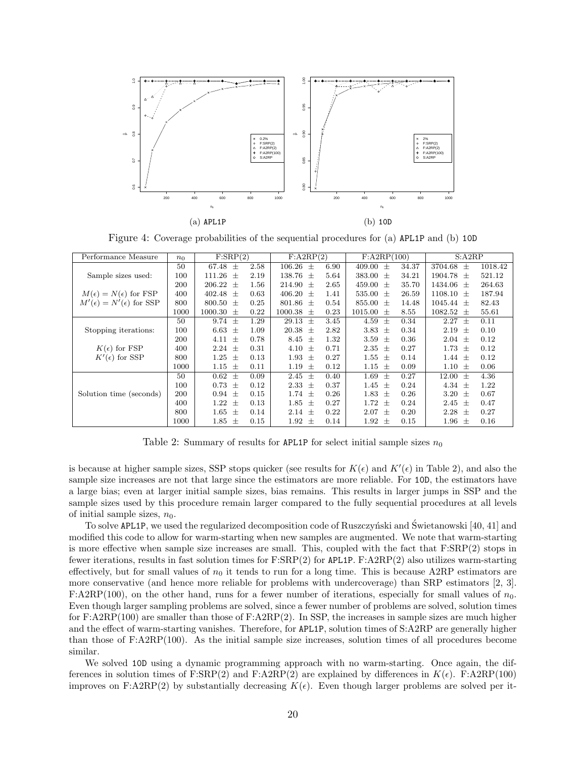(a) APL1P

(b) 10D

Figure 4: Coverage probabilities of the sequential procedures for (a) APL1P and (b) 10D

| Performance Measure | $n_0$ | F:SRP(2) | F:A2RP(2) | F:A2RP(100) | S:A2RP |
|---|---|---|---|---|---|
| Sample sizes used: | 50 | 67.48 ± 2.58 | 106.26 ± 6.90 | 409.00 ± 34.37 | 3704.68 ± 1018.42 |
| | 100 | 111.26 ± 2.19 | 138.76 ± 5.64 | 383.00 ± 34.21 | 1904.78 ± 521.12 |
| | 200 | 206.22 ± 1.56 | 214.90 ± 2.65 | 459.00 ± 35.70 | 1434.06 ± 264.63 |
| $M(\epsilon) = N(\epsilon)$ for FSP | 400 | 402.48 ± 0.63 | 406.20 ± 1.41 | 535.00 ± 26.59 | 1108.10 ± 187.94 |
| $M'(\epsilon) = N'(\epsilon)$ for SSP | 800 | 800.50 ± 0.25 | 801.86 ± 0.54 | 855.00 ± 14.48 | 1045.44 ± 82.43 |
| | 1000 | 1000.30 ± 0.22 | 1000.38 ± 0.23 | 1015.00 ± 8.55 | 1082.52 ± 55.61 |
| Stopping iterations: | 50 | 9.74 ± 1.29 | 29.13 ± 3.45 | 4.59 ± 0.34 | 2.27 ± 0.11 |
| | 100 | 6.63 ± 1.09 | 20.38 ± 2.82 | 3.83 ± 0.34 | 2.19 ± 0.10 |
| | 200 | 4.11 ± 0.78 | 8.45 ± 1.32 | 3.59 ± 0.36 | 2.04 ± 0.12 |
| $K(\epsilon)$ for FSP | 400 | 2.24 ± 0.31 | 4.10 ± 0.71 | 2.35 ± 0.27 | 1.73 ± 0.12 |
| $K'(\epsilon)$ for SSP | 800 | 1.25 ± 0.13 | 1.93 ± 0.27 | 1.55 ± 0.14 | 1.44 ± 0.12 |
| | 1000 | 1.15 ± 0.11 | 1.19 ± 0.12 | 1.15 ± 0.09 | 1.10 ± 0.06 |
| Solution time (seconds) | 50 | 0.62 ± 0.09 | 2.45 ± 0.40 | 1.69 ± 0.27 | 12.00 ± 4.36 |
| | 100 | 0.73 ± 0.12 | 2.33 ± 0.37 | 1.45 ± 0.24 | 4.34 ± 1.22 |
| | 200 | 0.94 ± 0.15 | 1.74 ± 0.26 | 1.83 ± 0.26 | 3.20 ± 0.67 |
| | 400 | 1.22 ± 0.13 | 1.85 ± 0.27 | 1.72 ± 0.24 | 2.45 ± 0.47 |
| | 800 | 1.65 ± 0.14 | 2.14 ± 0.22 | 2.07 ± 0.20 | 2.28 ± 0.27 |
| | 1000 | 1.85 ± 0.15 | 1.92 ± 0.14 | 1.92 ± 0.15 | 1.96 ± 0.16 |

Table 2: Summary of results for APL1P for select initial sample sizes $n_0$

is because at higher sample sizes, SSP stops quicker (see results for $K(\epsilon)$ and $K'(\epsilon)$ in Table 2), and also the sample size increases are not that large since the estimators are more reliable. For 10D, the estimators have a large bias; even at larger initial sample sizes, bias remains. This results in larger jumps in SSP and the sample sizes used by this procedure remain larger compared to the fully sequential procedures at all levels of initial sample sizes, $n_0$.

To solve APL1P, we used the regularized decomposition code of Ruszczyński and Świetanowski [40, 41] and modified this code to allow for warm-starting when new samples are augmented. We note that warm-starting is more effective when sample size increases are small. This, coupled with the fact that F:SRP(2) stops in fewer iterations, results in fast solution times for F:SRP(2) for APL1P. F:A2RP(2) also utilizes warm-starting effectively, but for small values of $n_0$ it tends to run for a long time. This is because A2RP estimators are more conservative (and hence more reliable for problems with undercoverage) than SRP estimators [2, 3]. F:A2RP(100), on the other hand, runs for a fewer number of iterations, especially for small values of $n_0$. Even though larger sampling problems are solved, since a fewer number of problems are solved, solution times for F:A2RP(100) are smaller than those of F:A2RP(2). In SSP, the increases in sample sizes are much higher and the effect of warm-starting vanishes. Therefore, for APL1P, solution times of S:A2RP are generally higher than those of F:A2RP(100). As the initial sample size increases, solution times of all procedures become similar.

We solved 10D using a dynamic programming approach with no warm-starting. Once again, the differences in solution times of F:SRP(2) and F:A2RP(2) are explained by differences in $K(\epsilon)$. F:A2RP(100) improves on F:A2RP(2) by substantially decreasing $K(\epsilon)$. Even though larger problems are solved per it-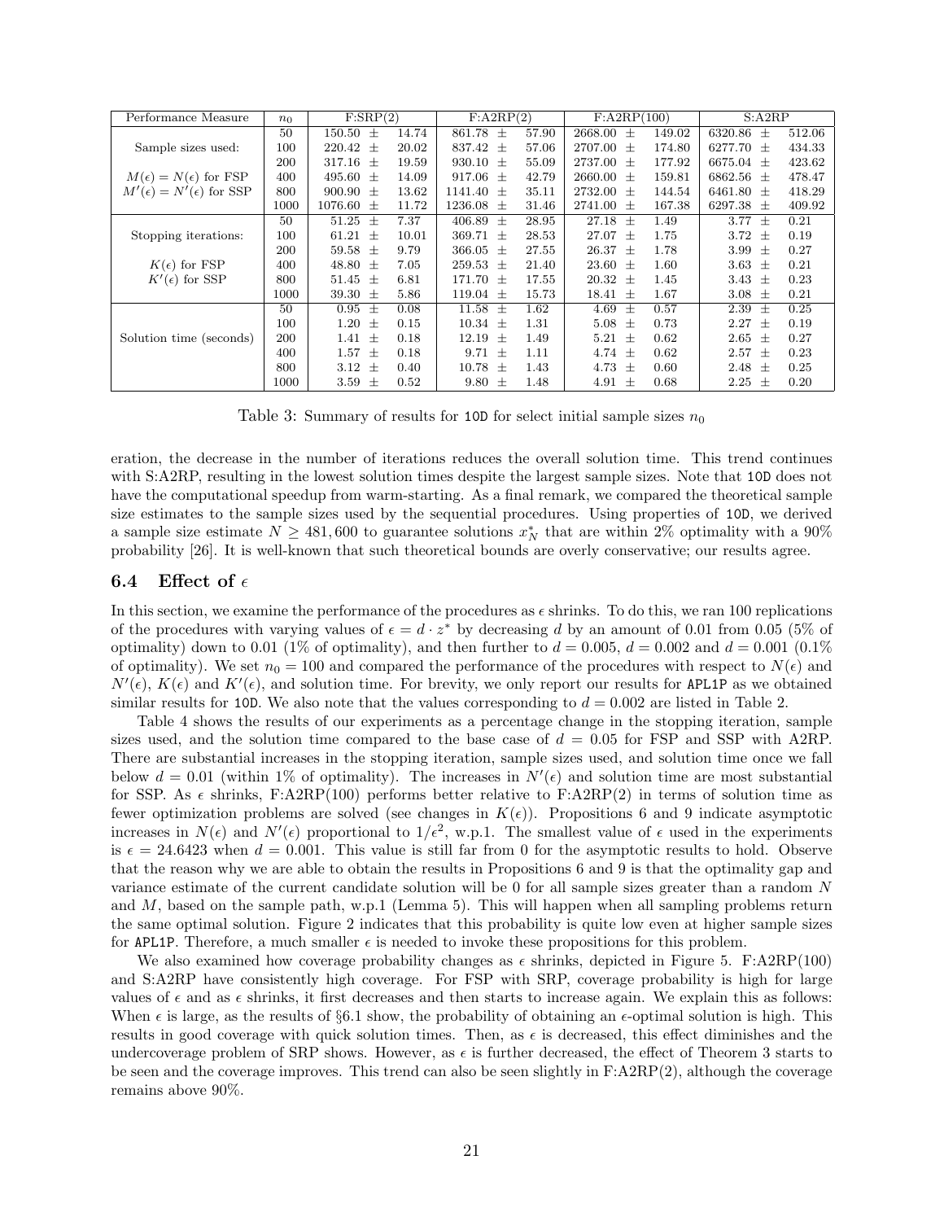| Performance Measure | $n_0$ | F:SRP(2) | F:A2RP(2) | F:A2RP(100) | S:A2RP |
|---|---|---|---|---|---|
| Sample sizes used: | 50 | 150.50 $\pm$ 14.74 | 861.78 $\pm$ 57.90 | 2668.00 $\pm$ 149.02 | 6320.86 $\pm$ 512.06 |
| | 100 | 220.42 $\pm$ 20.02 | 837.42 $\pm$ 57.06 | 2707.00 $\pm$ 174.80 | 6277.70 $\pm$ 434.33 |
| | 200 | 317.16 $\pm$ 19.59 | 930.10 $\pm$ 55.09 | 2737.00 $\pm$ 177.92 | 6675.04 $\pm$ 423.62 |
| $M(\epsilon) = N(\epsilon)$ for FSP | 400 | 495.60 $\pm$ 14.09 | 917.06 $\pm$ 42.79 | 2660.00 $\pm$ 159.81 | 6862.56 $\pm$ 478.47 |
| $M'(\epsilon) = N'(\epsilon)$ for SSP | 800 | 900.90 $\pm$ 13.62 | 1141.40 $\pm$ 35.11 | 2732.00 $\pm$ 144.54 | 6461.80 $\pm$ 418.29 |
| | 1000 | 1076.60 $\pm$ 11.72 | 1236.08 $\pm$ 31.46 | 2741.00 $\pm$ 167.38 | 6297.38 $\pm$ 409.92 |
| Stopping iterations: | 50 | 51.25 $\pm$ 7.37 | 406.89 $\pm$ 28.95 | 27.18 $\pm$ 1.49 | 3.77 $\pm$ 0.21 |
| | 100 | 61.21 $\pm$ 10.01 | 369.71 $\pm$ 28.53 | 27.07 $\pm$ 1.75 | 3.72 $\pm$ 0.19 |
| | 200 | 59.58 $\pm$ 9.79 | 366.05 $\pm$ 27.55 | 26.37 $\pm$ 1.78 | 3.99 $\pm$ 0.27 |
| $K(\epsilon)$ for FSP | 400 | 48.80 $\pm$ 7.05 | 259.53 $\pm$ 21.40 | 23.60 $\pm$ 1.60 | 3.63 $\pm$ 0.21 |
| $K'(\epsilon)$ for SSP | 800 | 51.45 $\pm$ 6.81 | 171.70 $\pm$ 17.55 | 20.32 $\pm$ 1.45 | 3.43 $\pm$ 0.23 |
| | 1000 | 39.30 $\pm$ 5.86 | 119.04 $\pm$ 15.73 | 18.41 $\pm$ 1.67 | 3.08 $\pm$ 0.21 |
| | 50 | 0.95 $\pm$ 0.08 | 11.58 $\pm$ 1.62 | 4.69 $\pm$ 0.57 | 2.39 $\pm$ 0.25 |
| | 100 | 1.20 $\pm$ 0.15 | 10.34 $\pm$ 1.31 | 5.08 $\pm$ 0.73 | 2.27 $\pm$ 0.19 |
| Solution time (seconds) | 200 | 1.41 $\pm$ 0.18 | 12.19 $\pm$ 1.49 | 5.21 $\pm$ 0.62 | 2.65 $\pm$ 0.27 |
| | 400 | 1.57 $\pm$ 0.18 | 9.71 $\pm$ 1.11 | 4.74 $\pm$ 0.62 | 2.57 $\pm$ 0.23 |
| | 800 | 3.12 $\pm$ 0.40 | 10.78 $\pm$ 1.43 | 4.73 $\pm$ 0.60 | 2.48 $\pm$ 0.25 |
| | 1000 | 3.59 $\pm$ 0.52 | 9.80 $\pm$ 1.48 | 4.91 $\pm$ 0.68 | 2.25 $\pm$ 0.20 |

Table 3: Summary of results for 10D for select initial sample sizes $n_0$

eration, the decrease in the number of iterations reduces the overall solution time. This trend continues with S:A2RP, resulting in the lowest solution times despite the largest sample sizes. Note that 10D does not have the computational speedup from warm-starting. As a final remark, we compared the theoretical sample size estimates to the sample sizes used by the sequential procedures. Using properties of 10D, we derived a sample size estimate $N \geq 481,600$ to guarantee solutions $x_N^*$ that are within 2% optimality with a 90% probability [26]. It is well-known that such theoretical bounds are overly conservative; our results agree.

## 6.4 Effect of $\epsilon$

In this section, we examine the performance of the procedures as $\epsilon$ shrinks. To do this, we ran 100 replications of the procedures with varying values of $\epsilon = d \cdot z^*$ by decreasing $d$ by an amount of 0.01 from 0.05 (5% of optimality) down to 0.01 (1% of optimality), and then further to $d = 0.005$, $d = 0.002$ and $d = 0.001$ (0.1% of optimality). We set $n_0 = 100$ and compared the performance of the procedures with respect to $N(\epsilon)$ and $N'(\epsilon)$, $K(\epsilon)$ and $K'(\epsilon)$, and solution time. For brevity, we only report our results for APL1P as we obtained similar results for 10D. We also note that the values corresponding to $d = 0.002$ are listed in Table 2.

Table 4 shows the results of our experiments as a percentage change in the stopping iteration, sample sizes used, and the solution time compared to the base case of $d = 0.05$ for FSP and SSP with A2RP. There are substantial increases in the stopping iteration, sample sizes used, and solution time once we fall below $d = 0.01$ (within 1% of optimality). The increases in $N'(\epsilon)$ and solution time are most substantial for SSP. As $\epsilon$ shrinks, F:A2RP(100) performs better relative to F:A2RP(2) in terms of solution time as fewer optimization problems are solved (see changes in $K(\epsilon)$). Propositions 6 and 9 indicate asymptotic increases in $N(\epsilon)$ and $N'(\epsilon)$ proportional to $1/\epsilon^2$, w.p.1. The smallest value of $\epsilon$ used in the experiments is $\epsilon = 24.6423$ when $d = 0.001$. This value is still far from 0 for the asymptotic results to hold. Observe that the reason why we are able to obtain the results in Propositions 6 and 9 is that the optimality gap and variance estimate of the current candidate solution will be 0 for all sample sizes greater than a random $N$ and $M$, based on the sample path, w.p.1 (Lemma 5). This will happen when all sampling problems return the same optimal solution. Figure 2 indicates that this probability is quite low even at higher sample sizes for APL1P. Therefore, a much smaller $\epsilon$ is needed to invoke these propositions for this problem.

We also examined how coverage probability changes as $\epsilon$ shrinks, depicted in Figure 5. F:A2RP(100) and S:A2RP have consistently high coverage. For FSP with SRP, coverage probability is high for large values of $\epsilon$ and as $\epsilon$ shrinks, it first decreases and then starts to increase again. We explain this as follows: When $\epsilon$ is large, as the results of §6.1 show, the probability of obtaining an $\epsilon$-optimal solution is high. This results in good coverage with quick solution times. Then, as $\epsilon$ is decreased, this effect diminishes and the undercoverage problem of SRP shows. However, as $\epsilon$ is further decreased, the effect of Theorem 3 starts to be seen and the coverage improves. This trend can also be seen slightly in F:A2RP(2), although the coverage remains above 90%.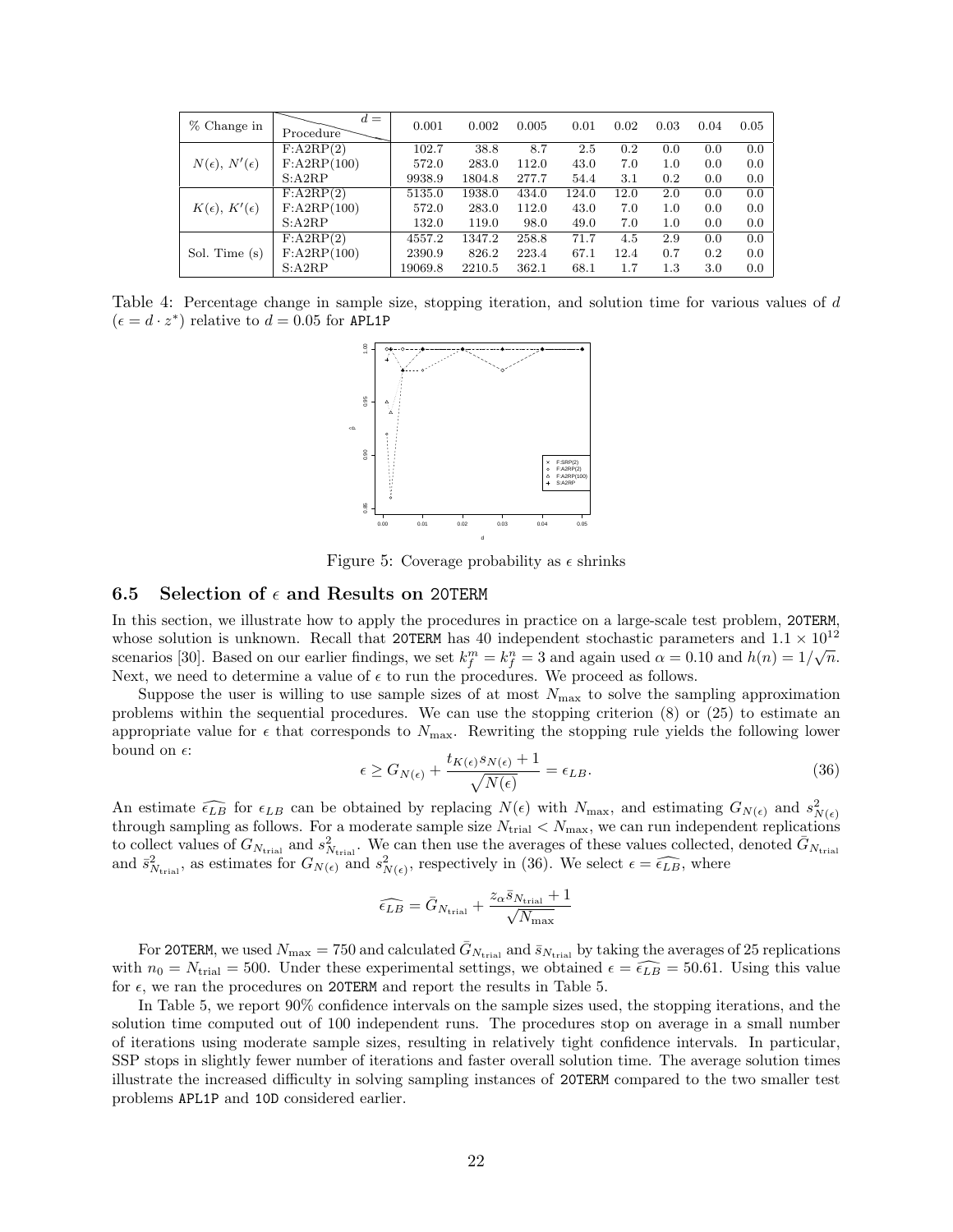| % Change in | $d =$ Procedure | 0.001 | 0.002 | 0.005 | 0.01 | 0.02 | 0.03 | 0.04 | 0.05 |
|---|---|---|---|---|---|---|---|---|---|
| $N(\epsilon)$, $N'(\epsilon)$ | F:A2RP(2) | 102.7 | 38.8 | 8.7 | 2.5 | 0.2 | 0.0 | 0.0 | 0.0 |
| | F:A2RP(100) | 572.0 | 283.0 | 112.0 | 43.0 | 7.0 | 1.0 | 0.0 | 0.0 |
| | S:A2RP | 9938.9 | 1804.8 | 277.7 | 54.4 | 3.1 | 0.2 | 0.0 | 0.0 |
| $K(\epsilon)$, $K'(\epsilon)$ | F:A2RP(2) | 5135.0 | 1938.0 | 434.0 | 124.0 | 12.0 | 2.0 | 0.0 | 0.0 |
| | F:A2RP(100) | 572.0 | 283.0 | 112.0 | 43.0 | 7.0 | 1.0 | 0.0 | 0.0 |
| | S:A2RP | 132.0 | 119.0 | 98.0 | 49.0 | 7.0 | 1.0 | 0.0 | 0.0 |
| Sol. Time (s) | F:A2RP(2) | 4557.2 | 1347.2 | 258.8 | 71.7 | 4.5 | 2.9 | 0.0 | 0.0 |
| | F:A2RP(100) | 2390.9 | 826.2 | 223.4 | 67.1 | 12.4 | 0.7 | 0.2 | 0.0 |
| | S:A2RP | 19069.8 | 2210.5 | 362.1 | 68.1 | 1.7 | 1.3 | 3.0 | 0.0 |

Table 4: Percentage change in sample size, stopping iteration, and solution time for various values of $d$ ($\epsilon = d \cdot z^*$) relative to $d = 0.05$ for APL1P

Figure 5: Coverage probability as $\epsilon$ shrinks

### 6.5 Selection of $\epsilon$ and Results on 20TERM

In this section, we illustrate how to apply the procedures in practice on a large-scale test problem, 20TERM, whose solution is unknown. Recall that 20TERM has 40 independent stochastic parameters and $1.1 \times 10^{12}$ scenarios [30]. Based on our earlier findings, we set $k_f^m = k_f^n = 3$ and again used $\alpha = 0.10$ and $h(n) = 1/\sqrt{n}$. Next, we need to determine a value of $\epsilon$ to run the procedures. We proceed as follows.

Suppose the user is willing to use sample sizes of at most $N_{\max}$ to solve the sampling approximation problems within the sequential procedures. We can use the stopping criterion (8) or (25) to estimate an appropriate value for $\epsilon$ that corresponds to $N_{\max}$. Rewriting the stopping rule yields the following lower bound on $\epsilon$:

$$\epsilon \geq G_{N(\epsilon)} + \frac{t_{K(\epsilon)} s_{N(\epsilon)} + 1}{\sqrt{N(\epsilon)}} = \epsilon_{LB}. \tag{36}$$

An estimate $\widehat{\epsilon_{LB}}$ for $\epsilon_{LB}$ can be obtained by replacing $N(\epsilon)$ with $N_{\max}$, and estimating $G_{N(\epsilon)}$ and $s^2_{N(\epsilon)}$ through sampling as follows. For a moderate sample size $N_{\text{trial}} < N_{\max}$, we can run independent replications to collect values of $G_{N_{\text{trial}}}$ and $s^2_{N_{\text{trial}}}$. We can then use the averages of these values collected, denoted $\bar{G}_{N_{\text{trial}}}$ and $\bar{s}^2_{N_{\text{trial}}}$, as estimates for $G_{N(\epsilon)}$ and $s^2_{N(\epsilon)}$, respectively in (36). We select $\epsilon = \widehat{\epsilon_{LB}}$, where

$$\widehat{\epsilon_{LB}} = \bar{G}_{N_{\text{trial}}} + \frac{z_\alpha \bar{s}_{N_{\text{trial}}} + 1}{\sqrt{N_{\max}}}$$

For 20TERM, we used $N_{\max} = 750$ and calculated $\bar{G}_{N_{\text{trial}}}$ and $\bar{s}_{N_{\text{trial}}}$ by taking the averages of 25 replications with $n_0 = N_{\text{trial}} = 500$. Under these experimental settings, we obtained $\epsilon = \widehat{\epsilon_{LB}} = 50.61$. Using this value for $\epsilon$, we ran the procedures on 20TERM and report the results in Table 5.

In Table 5, we report 90% confidence intervals on the sample sizes used, the stopping iterations, and the solution time computed out of 100 independent runs. The procedures stop on average in a small number of iterations using moderate sample sizes, resulting in relatively tight confidence intervals. In particular, SSP stops in slightly fewer number of iterations and faster overall solution time. The average solution times illustrate the increased difficulty in solving sampling instances of 20TERM compared to the two smaller test problems APL1P and 10D considered earlier.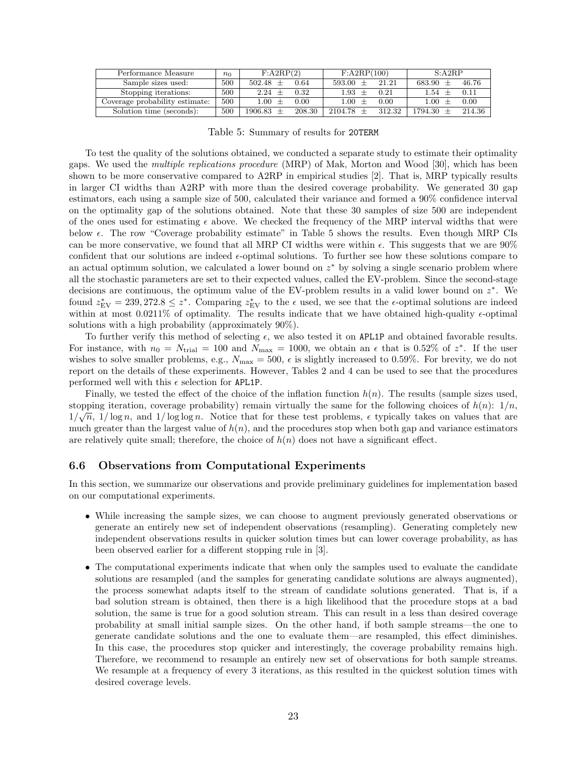| Performance Measure | $n_0$ | F:A2RP(2) | F:A2RP(100) | S:A2RP |
|---|---|---|---|---|
| Sample sizes used: | 500 | 502.48 $\pm$ 0.64 | 593.00 $\pm$ 21.21 | 683.90 $\pm$ 46.76 |
| Stopping iterations: | 500 | 2.24 $\pm$ 0.32 | 1.93 $\pm$ 0.21 | 1.54 $\pm$ 0.11 |
| Coverage probability estimate: | 500 | 1.00 $\pm$ 0.00 | 1.00 $\pm$ 0.00 | 1.00 $\pm$ 0.00 |
| Solution time (seconds): | 500 | 1906.83 $\pm$ 208.30 | 2104.78 $\pm$ 312.32 | 1794.30 $\pm$ 214.36 |

Table 5: Summary of results for 20TERM

To test the quality of the solutions obtained, we conducted a separate study to estimate their optimality gaps. We used the *multiple replications procedure* (MRP) of Mak, Morton and Wood [30], which has been shown to be more conservative compared to A2RP in empirical studies [2]. That is, MRP typically results in larger CI widths than A2RP with more than the desired coverage probability. We generated 30 gap estimators, each using a sample size of 500, calculated their variance and formed a 90% confidence interval on the optimality gap of the solutions obtained. Note that these 30 samples of size 500 are independent of the ones used for estimating $\epsilon$ above. We checked the frequency of the MRP interval widths that were below $\epsilon$. The row "Coverage probability estimate" in Table 5 shows the results. Even though MRP CIs can be more conservative, we found that all MRP CI widths were within $\epsilon$. This suggests that we are 90% confident that our solutions are indeed $\epsilon$-optimal solutions. To further see how these solutions compare to an actual optimum solution, we calculated a lower bound on $z^*$ by solving a single scenario problem where all the stochastic parameters are set to their expected values, called the EV-problem. Since the second-stage decisions are continuous, the optimum value of the EV-problem results in a valid lower bound on $z^*$. We found $z^*_{\text{EV}} = 239,272.8 \leq z^*$. Comparing $z^*_{\text{EV}}$ to the $\epsilon$ used, we see that the $\epsilon$-optimal solutions are indeed within at most 0.0211% of optimality. The results indicate that we have obtained high-quality $\epsilon$-optimal solutions with a high probability (approximately 90%).

To further verify this method of selecting $\epsilon$, we also tested it on APL1P and obtained favorable results. For instance, with $n_0 = N_{\text{trial}} = 100$ and $N_{\max} = 1000$, we obtain an $\epsilon$ that is 0.52% of $z^*$. If the user wishes to solve smaller problems, e.g., $N_{\max} = 500$, $\epsilon$ is slightly increased to 0.59%. For brevity, we do not report on the details of these experiments. However, Tables 2 and 4 can be used to see that the procedures performed well with this $\epsilon$ selection for APL1P.

Finally, we tested the effect of the choice of the inflation function $h(n)$. The results (sample sizes used, stopping iteration, coverage probability) remain virtually the same for the following choices of $h(n)$: $1/n$, $1/\sqrt{n}$, $1/\log n$, and $1/\log\log n$. Notice that for these test problems, $\epsilon$ typically takes on values that are much greater than the largest value of $h(n)$, and the procedures stop when both gap and variance estimators are relatively quite small; therefore, the choice of $h(n)$ does not have a significant effect.

### 6.6 Observations from Computational Experiments

In this section, we summarize our observations and provide preliminary guidelines for implementation based on our computational experiments.

- While increasing the sample sizes, we can choose to augment previously generated observations or generate an entirely new set of independent observations (resampling). Generating completely new independent observations results in quicker solution times but can lower coverage probability, as has been observed earlier for a different stopping rule in [3].
- The computational experiments indicate that when only the samples used to evaluate the candidate solutions are resampled (and the samples for generating candidate solutions are always augmented), the process somewhat adapts itself to the stream of candidate solutions generated. That is, if a bad solution stream is obtained, then there is a high likelihood that the procedure stops at a bad solution, the same is true for a good solution stream. This can result in a less than desired coverage probability at small initial sample sizes. On the other hand, if both sample streams—the one to generate candidate solutions and the one to evaluate them—are resampled, this effect diminishes. In this case, the procedures stop quicker and interestingly, the coverage probability remains high. Therefore, we recommend to resample an entirely new set of observations for both sample streams. We resample at a frequency of every 3 iterations, as this resulted in the quickest solution times with desired coverage levels.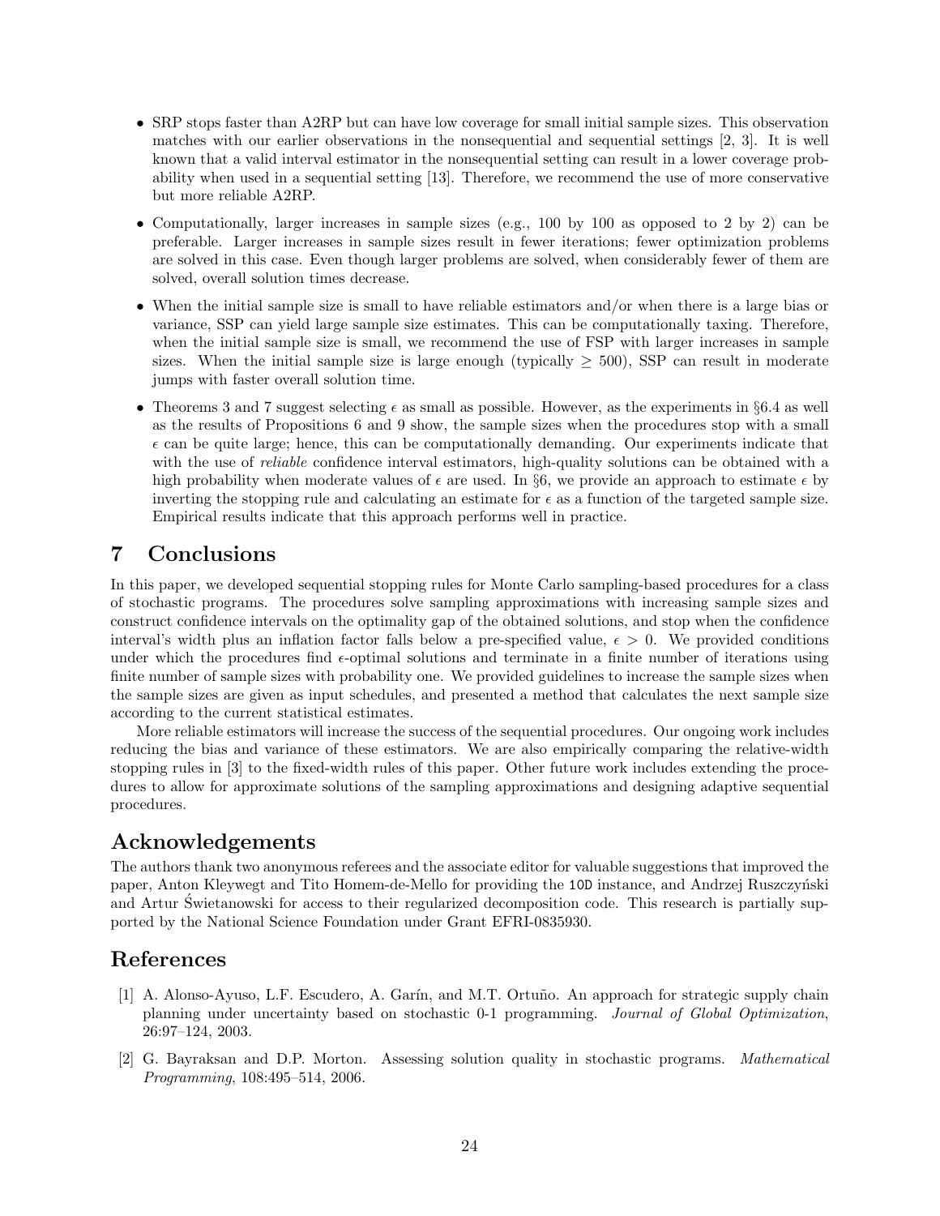- SRP stops faster than A2RP but can have low coverage for small initial sample sizes. This observation matches with our earlier observations in the nonsequential and sequential settings [2, 3]. It is well known that a valid interval estimator in the nonsequential setting can result in a lower coverage probability when used in a sequential setting [13]. Therefore, we recommend the use of more conservative but more reliable A2RP.
- Computationally, larger increases in sample sizes (e.g., 100 by 100 as opposed to 2 by 2) can be preferable. Larger increases in sample sizes result in fewer iterations; fewer optimization problems are solved in this case. Even though larger problems are solved, when considerably fewer of them are solved, overall solution times decrease.
- When the initial sample size is small to have reliable estimators and/or when there is a large bias or variance, SSP can yield large sample size estimates. This can be computationally taxing. Therefore, when the initial sample size is small, we recommend the use of FSP with larger increases in sample sizes. When the initial sample size is large enough (typically $\geq 500$), SSP can result in moderate jumps with faster overall solution time.
- Theorems 3 and 7 suggest selecting $\epsilon$ as small as possible. However, as the experiments in §6.4 as well as the results of Propositions 6 and 9 show, the sample sizes when the procedures stop with a small $\epsilon$ can be quite large; hence, this can be computationally demanding. Our experiments indicate that with the use of *reliable* confidence interval estimators, high-quality solutions can be obtained with a high probability when moderate values of $\epsilon$ are used. In §6, we provide an approach to estimate $\epsilon$ by inverting the stopping rule and calculating an estimate for $\epsilon$ as a function of the targeted sample size. Empirical results indicate that this approach performs well in practice.

# 7 Conclusions

In this paper, we developed sequential stopping rules for Monte Carlo sampling-based procedures for a class of stochastic programs. The procedures solve sampling approximations with increasing sample sizes and construct confidence intervals on the optimality gap of the obtained solutions, and stop when the confidence interval's width plus an inflation factor falls below a pre-specified value, $\epsilon > 0$. We provided conditions under which the procedures find $\epsilon$-optimal solutions and terminate in a finite number of iterations using finite number of sample sizes with probability one. We provided guidelines to increase the sample sizes when the sample sizes are given as input schedules, and presented a method that calculates the next sample size according to the current statistical estimates.

More reliable estimators will increase the success of the sequential procedures. Our ongoing work includes reducing the bias and variance of these estimators. We are also empirically comparing the relative-width stopping rules in [3] to the fixed-width rules of this paper. Other future work includes extending the procedures to allow for approximate solutions of the sampling approximations and designing adaptive sequential procedures.

# Acknowledgements

The authors thank two anonymous referees and the associate editor for valuable suggestions that improved the paper, Anton Kleywegt and Tito Homem-de-Mello for providing the `10D` instance, and Andrzej Ruszczyński and Artur Świetanowski for access to their regularized decomposition code. This research is partially supported by the National Science Foundation under Grant EFRI-0835930.

# References

[1] A. Alonso-Ayuso, L.F. Escudero, A. Garín, and M.T. Ortuño. An approach for strategic supply chain planning under uncertainty based on stochastic 0-1 programming. *Journal of Global Optimization*, 26:97–124, 2003.

[2] G. Bayraksan and D.P. Morton. Assessing solution quality in stochastic programs. *Mathematical Programming*, 108:495–514, 2006.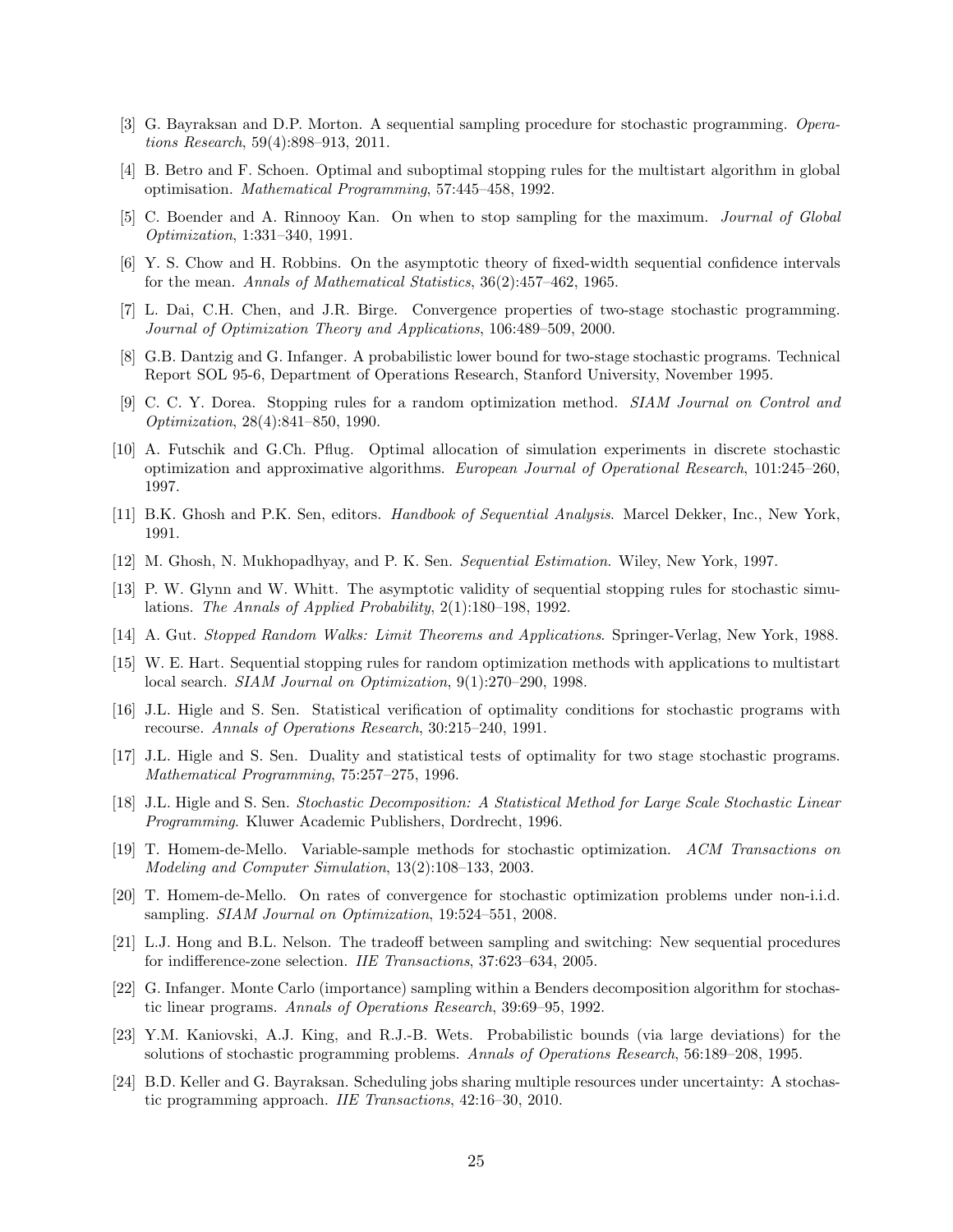[3] G. Bayraksan and D.P. Morton. A sequential sampling procedure for stochastic programming. *Operations Research*, 59(4):898–913, 2011.

[4] B. Betro and F. Schoen. Optimal and suboptimal stopping rules for the multistart algorithm in global optimisation. *Mathematical Programming*, 57:445–458, 1992.

[5] C. Boender and A. Rinnooy Kan. On when to stop sampling for the maximum. *Journal of Global Optimization*, 1:331–340, 1991.

[6] Y. S. Chow and H. Robbins. On the asymptotic theory of fixed-width sequential confidence intervals for the mean. *Annals of Mathematical Statistics*, 36(2):457–462, 1965.

[7] L. Dai, C.H. Chen, and J.R. Birge. Convergence properties of two-stage stochastic programming. *Journal of Optimization Theory and Applications*, 106:489–509, 2000.

[8] G.B. Dantzig and G. Infanger. A probabilistic lower bound for two-stage stochastic programs. Technical Report SOL 95-6, Department of Operations Research, Stanford University, November 1995.

[9] C. C. Y. Dorea. Stopping rules for a random optimization method. *SIAM Journal on Control and Optimization*, 28(4):841–850, 1990.

[10] A. Futschik and G.Ch. Pflug. Optimal allocation of simulation experiments in discrete stochastic optimization and approximative algorithms. *European Journal of Operational Research*, 101:245–260, 1997.

[11] B.K. Ghosh and P.K. Sen, editors. *Handbook of Sequential Analysis*. Marcel Dekker, Inc., New York, 1991.

[12] M. Ghosh, N. Mukhopadhyay, and P. K. Sen. *Sequential Estimation*. Wiley, New York, 1997.

[13] P. W. Glynn and W. Whitt. The asymptotic validity of sequential stopping rules for stochastic simulations. *The Annals of Applied Probability*, 2(1):180–198, 1992.

[14] A. Gut. *Stopped Random Walks: Limit Theorems and Applications*. Springer-Verlag, New York, 1988.

[15] W. E. Hart. Sequential stopping rules for random optimization methods with applications to multistart local search. *SIAM Journal on Optimization*, 9(1):270–290, 1998.

[16] J.L. Higle and S. Sen. Statistical verification of optimality conditions for stochastic programs with recourse. *Annals of Operations Research*, 30:215–240, 1991.

[17] J.L. Higle and S. Sen. Duality and statistical tests of optimality for two stage stochastic programs. *Mathematical Programming*, 75:257–275, 1996.

[18] J.L. Higle and S. Sen. *Stochastic Decomposition: A Statistical Method for Large Scale Stochastic Linear Programming*. Kluwer Academic Publishers, Dordrecht, 1996.

[19] T. Homem-de-Mello. Variable-sample methods for stochastic optimization. *ACM Transactions on Modeling and Computer Simulation*, 13(2):108–133, 2003.

[20] T. Homem-de-Mello. On rates of convergence for stochastic optimization problems under non-i.i.d. sampling. *SIAM Journal on Optimization*, 19:524–551, 2008.

[21] L.J. Hong and B.L. Nelson. The tradeoff between sampling and switching: New sequential procedures for indifference-zone selection. *IIE Transactions*, 37:623–634, 2005.

[22] G. Infanger. Monte Carlo (importance) sampling within a Benders decomposition algorithm for stochastic linear programs. *Annals of Operations Research*, 39:69–95, 1992.

[23] Y.M. Kaniovski, A.J. King, and R.J.-B. Wets. Probabilistic bounds (via large deviations) for the solutions of stochastic programming problems. *Annals of Operations Research*, 56:189–208, 1995.

[24] B.D. Keller and G. Bayraksan. Scheduling jobs sharing multiple resources under uncertainty: A stochastic programming approach. *IIE Transactions*, 42:16–30, 2010.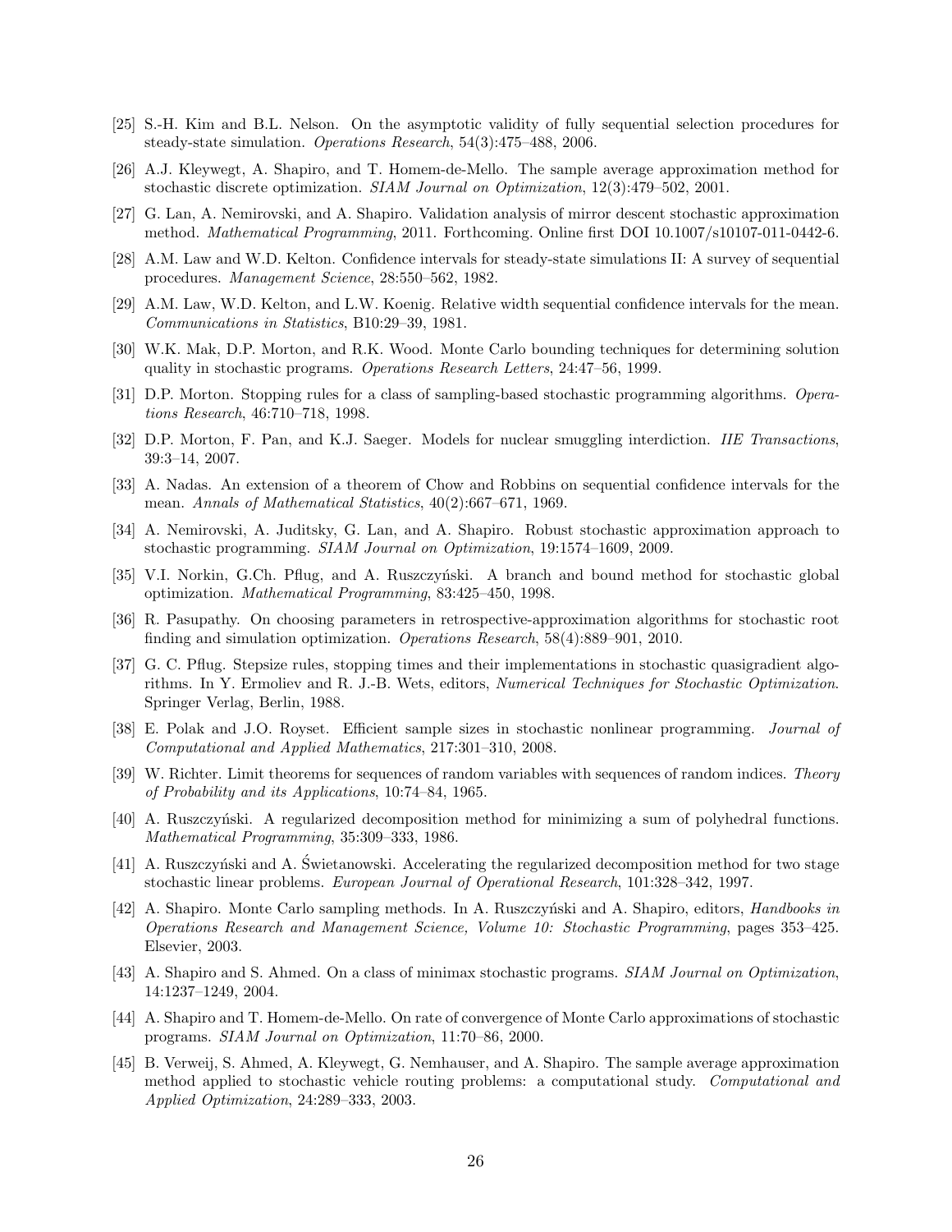[25] S.-H. Kim and B.L. Nelson. On the asymptotic validity of fully sequential selection procedures for steady-state simulation. *Operations Research*, 54(3):475–488, 2006.

[26] A.J. Kleywegt, A. Shapiro, and T. Homem-de-Mello. The sample average approximation method for stochastic discrete optimization. *SIAM Journal on Optimization*, 12(3):479–502, 2001.

[27] G. Lan, A. Nemirovski, and A. Shapiro. Validation analysis of mirror descent stochastic approximation method. *Mathematical Programming*, 2011. Forthcoming. Online first DOI 10.1007/s10107-011-0442-6.

[28] A.M. Law and W.D. Kelton. Confidence intervals for steady-state simulations II: A survey of sequential procedures. *Management Science*, 28:550–562, 1982.

[29] A.M. Law, W.D. Kelton, and L.W. Koenig. Relative width sequential confidence intervals for the mean. *Communications in Statistics*, B10:29–39, 1981.

[30] W.K. Mak, D.P. Morton, and R.K. Wood. Monte Carlo bounding techniques for determining solution quality in stochastic programs. *Operations Research Letters*, 24:47–56, 1999.

[31] D.P. Morton. Stopping rules for a class of sampling-based stochastic programming algorithms. *Operations Research*, 46:710–718, 1998.

[32] D.P. Morton, F. Pan, and K.J. Saeger. Models for nuclear smuggling interdiction. *IIE Transactions*, 39:3–14, 2007.

[33] A. Nadas. An extension of a theorem of Chow and Robbins on sequential confidence intervals for the mean. *Annals of Mathematical Statistics*, 40(2):667–671, 1969.

[34] A. Nemirovski, A. Juditsky, G. Lan, and A. Shapiro. Robust stochastic approximation approach to stochastic programming. *SIAM Journal on Optimization*, 19:1574–1609, 2009.

[35] V.I. Norkin, G.Ch. Pflug, and A. Ruszczyński. A branch and bound method for stochastic global optimization. *Mathematical Programming*, 83:425–450, 1998.

[36] R. Pasupathy. On choosing parameters in retrospective-approximation algorithms for stochastic root finding and simulation optimization. *Operations Research*, 58(4):889–901, 2010.

[37] G. C. Pflug. Stepsize rules, stopping times and their implementations in stochastic quasigradient algorithms. In Y. Ermoliev and R. J.-B. Wets, editors, *Numerical Techniques for Stochastic Optimization*. Springer Verlag, Berlin, 1988.

[38] E. Polak and J.O. Royset. Efficient sample sizes in stochastic nonlinear programming. *Journal of Computational and Applied Mathematics*, 217:301–310, 2008.

[39] W. Richter. Limit theorems for sequences of random variables with sequences of random indices. *Theory of Probability and its Applications*, 10:74–84, 1965.

[40] A. Ruszczyński. A regularized decomposition method for minimizing a sum of polyhedral functions. *Mathematical Programming*, 35:309–333, 1986.

[41] A. Ruszczyński and A. Świetanowski. Accelerating the regularized decomposition method for two stage stochastic linear problems. *European Journal of Operational Research*, 101:328–342, 1997.

[42] A. Shapiro. Monte Carlo sampling methods. In A. Ruszczyński and A. Shapiro, editors, *Handbooks in Operations Research and Management Science, Volume 10: Stochastic Programming*, pages 353–425. Elsevier, 2003.

[43] A. Shapiro and S. Ahmed. On a class of minimax stochastic programs. *SIAM Journal on Optimization*, 14:1237–1249, 2004.

[44] A. Shapiro and T. Homem-de-Mello. On rate of convergence of Monte Carlo approximations of stochastic programs. *SIAM Journal on Optimization*, 11:70–86, 2000.

[45] B. Verweij, S. Ahmed, A. Kleywegt, G. Nemhauser, and A. Shapiro. The sample average approximation method applied to stochastic vehicle routing problems: a computational study. *Computational and Applied Optimization*, 24:289–333, 2003.